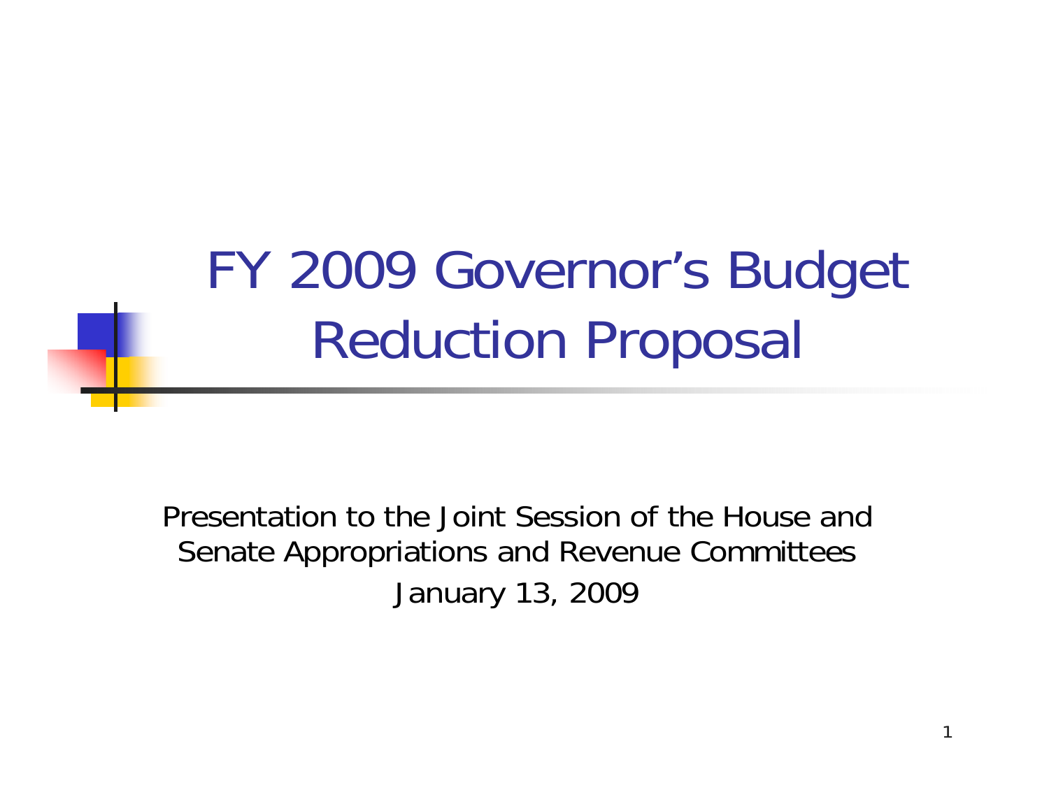# FY 2009 Governor's Budget Reduction Proposal

Presentation to the Joint Session of the House and Senate Appropriations and Revenue Committees

January 13, 2009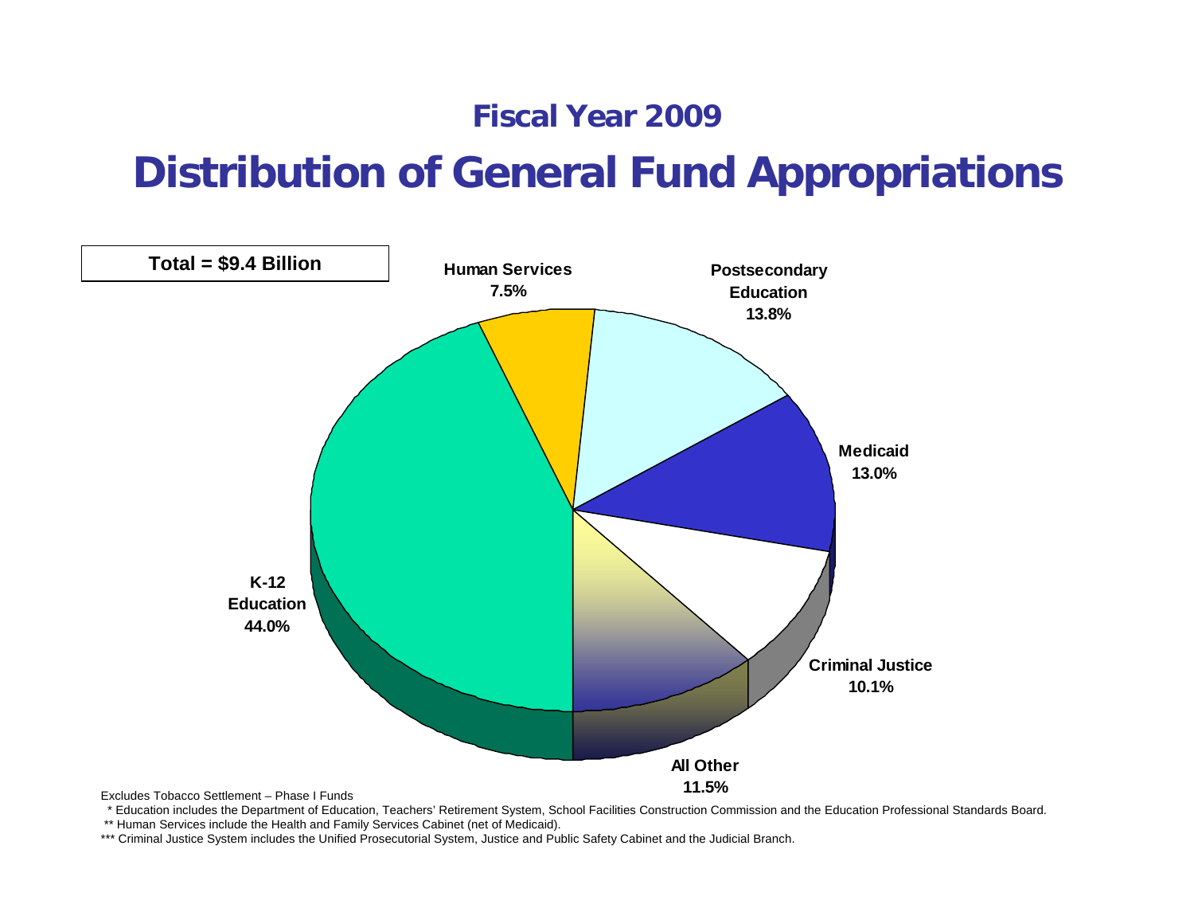## Fiscal Year 2009

# Distribution of General Fund Appropriations

**Total = $9.4 Billion**

| Category | Percentage |
| --- | --- |
| K-12 Education | 44.0% |
| Human Services | 7.5% |
| Postsecondary Education | 13.8% |
| Medicaid | 13.0% |
| Criminal Justice | 10.1% |
| All Other | 11.5% |

Excludes Tobacco Settlement – Phase I Funds

\* Education includes the Department of Education, Teachers' Retirement System, School Facilities Construction Commission and the Education Professional Standards Board.

\*\* Human Services include the Health and Family Services Cabinet (net of Medicaid).

\*\*\* Criminal Justice System includes the Unified Prosecutorial System, Justice and Public Safety Cabinet and the Judicial Branch.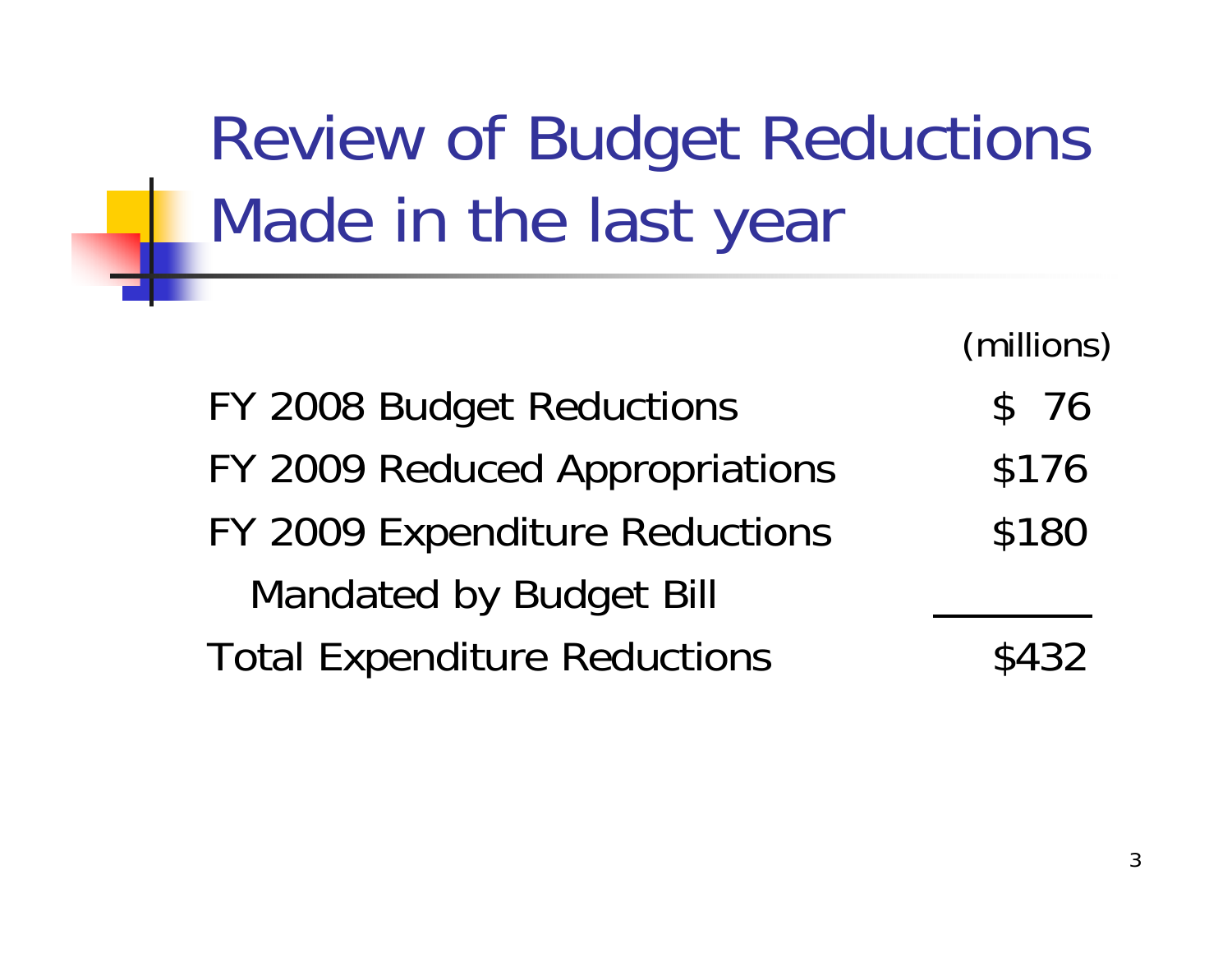# Review of Budget Reductions Made in the last year

| | (millions) |
|---|---|
| FY 2008 Budget Reductions | $ 76 |
| FY 2009 Reduced Appropriations | $176 |
| FY 2009 Expenditure Reductions Mandated by Budget Bill | $180 |
| Total Expenditure Reductions | $432 |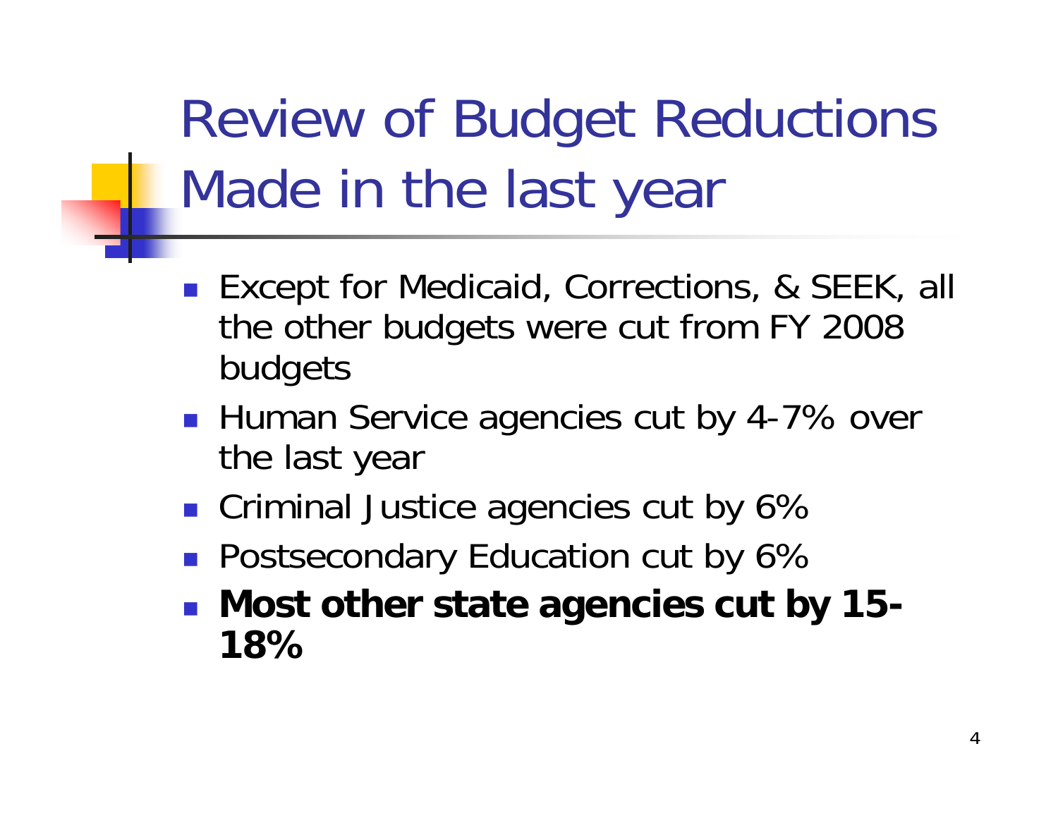# Review of Budget Reductions Made in the last year

- Except for Medicaid, Corrections, & SEEK, all the other budgets were cut from FY 2008 budgets
- Human Service agencies cut by 4-7% over the last year
- Criminal Justice agencies cut by 6%
- Postsecondary Education cut by 6%
- **Most other state agencies cut by 15-18%**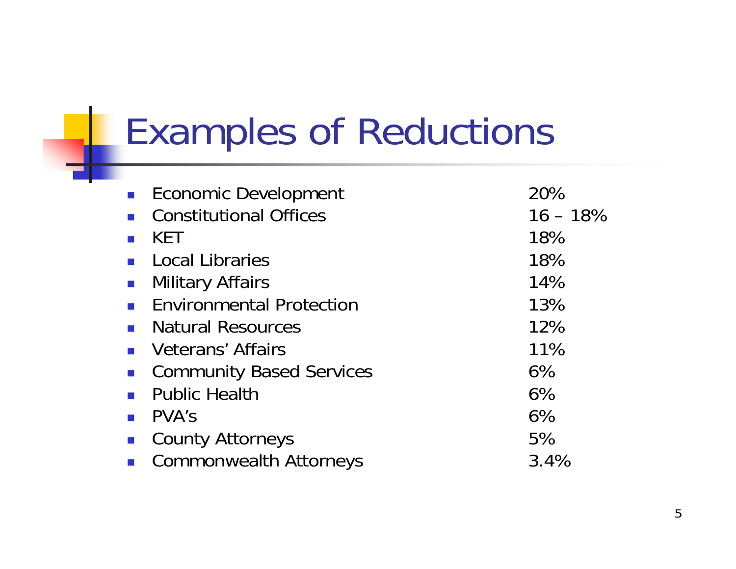# Examples of Reductions

- Economic Development 20%
- Constitutional Offices 16 – 18%
- KET 18%
- Local Libraries 18%
- Military Affairs 14%
- Environmental Protection 13%
- Natural Resources 12%
- Veterans' Affairs 11%
- Community Based Services 6%
- Public Health 6%
- PVA's 6%
- County Attorneys 5%
- Commonwealth Attorneys 3.4%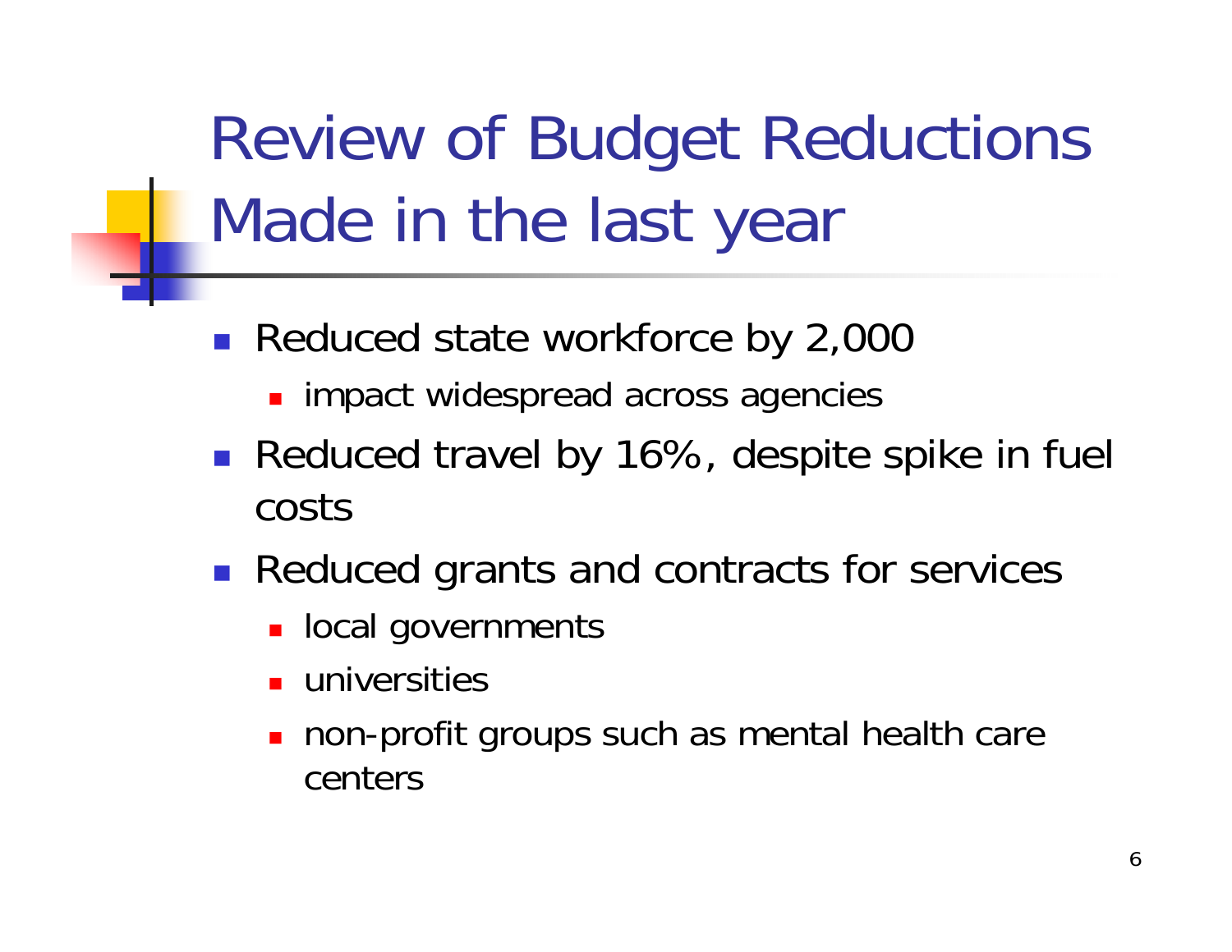# Review of Budget Reductions Made in the last year

- Reduced state workforce by 2,000
  - impact widespread across agencies
- Reduced travel by 16%, despite spike in fuel costs
- Reduced grants and contracts for services
  - local governments
  - universities
  - non-profit groups such as mental health care centers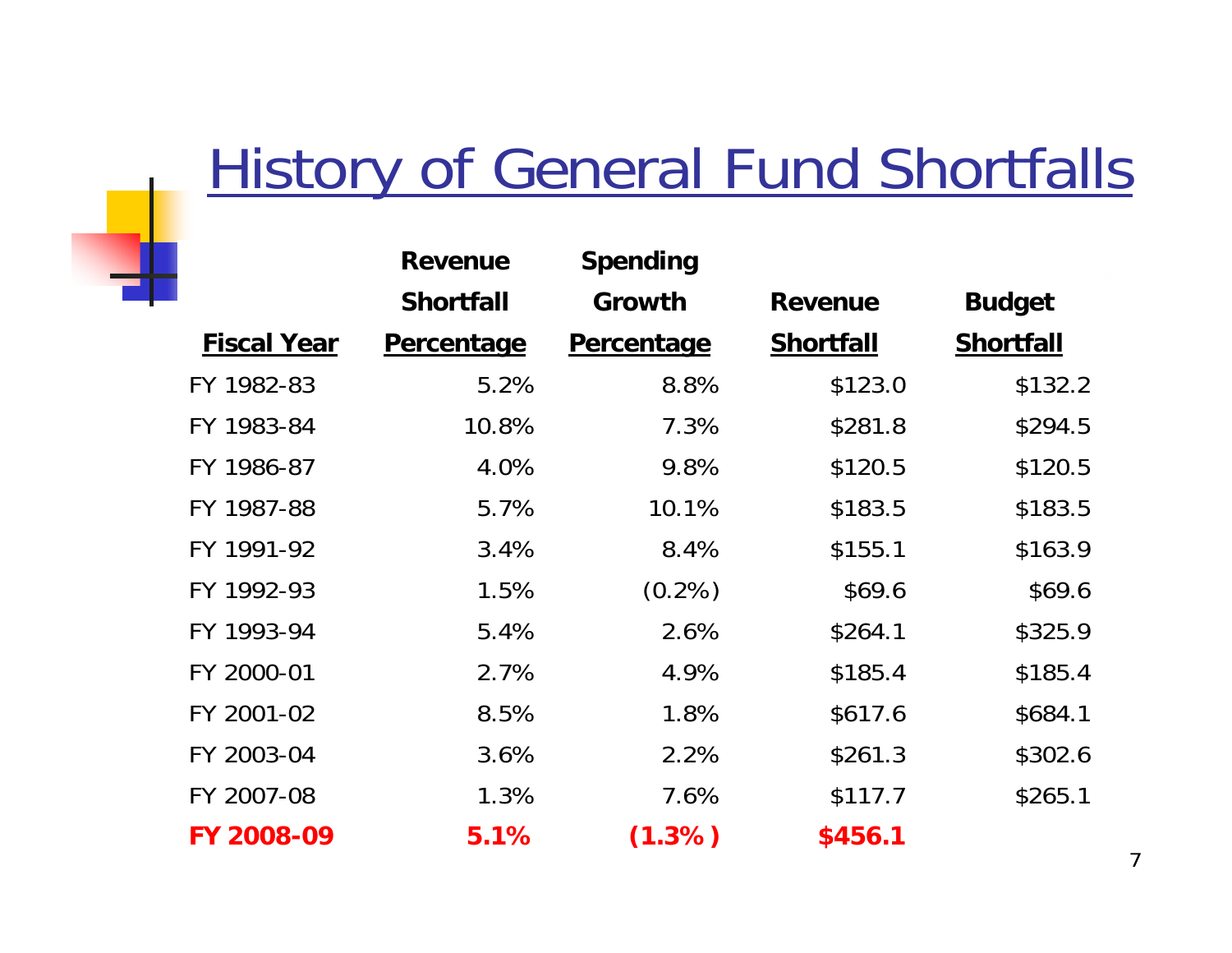# History of General Fund Shortfalls

| Fiscal Year | Revenue Shortfall Percentage | Spending Growth Percentage | Revenue Shortfall | Budget Shortfall |
|---|---|---|---|---|
| FY 1982-83 | 5.2% | 8.8% | $123.0 | $132.2 |
| FY 1983-84 | 10.8% | 7.3% | $281.8 | $294.5 |
| FY 1986-87 | 4.0% | 9.8% | $120.5 | $120.5 |
| FY 1987-88 | 5.7% | 10.1% | $183.5 | $183.5 |
| FY 1991-92 | 3.4% | 8.4% | $155.1 | $163.9 |
| FY 1992-93 | 1.5% | (0.2%) | $69.6 | $69.6 |
| FY 1993-94 | 5.4% | 2.6% | $264.1 | $325.9 |
| FY 2000-01 | 2.7% | 4.9% | $185.4 | $185.4 |
| FY 2001-02 | 8.5% | 1.8% | $617.6 | $684.1 |
| FY 2003-04 | 3.6% | 2.2% | $261.3 | $302.6 |
| FY 2007-08 | 1.3% | 7.6% | $117.7 | $265.1 |
| **FY 2008-09** | **5.1%** | **(1.3%)** | **$456.1** | |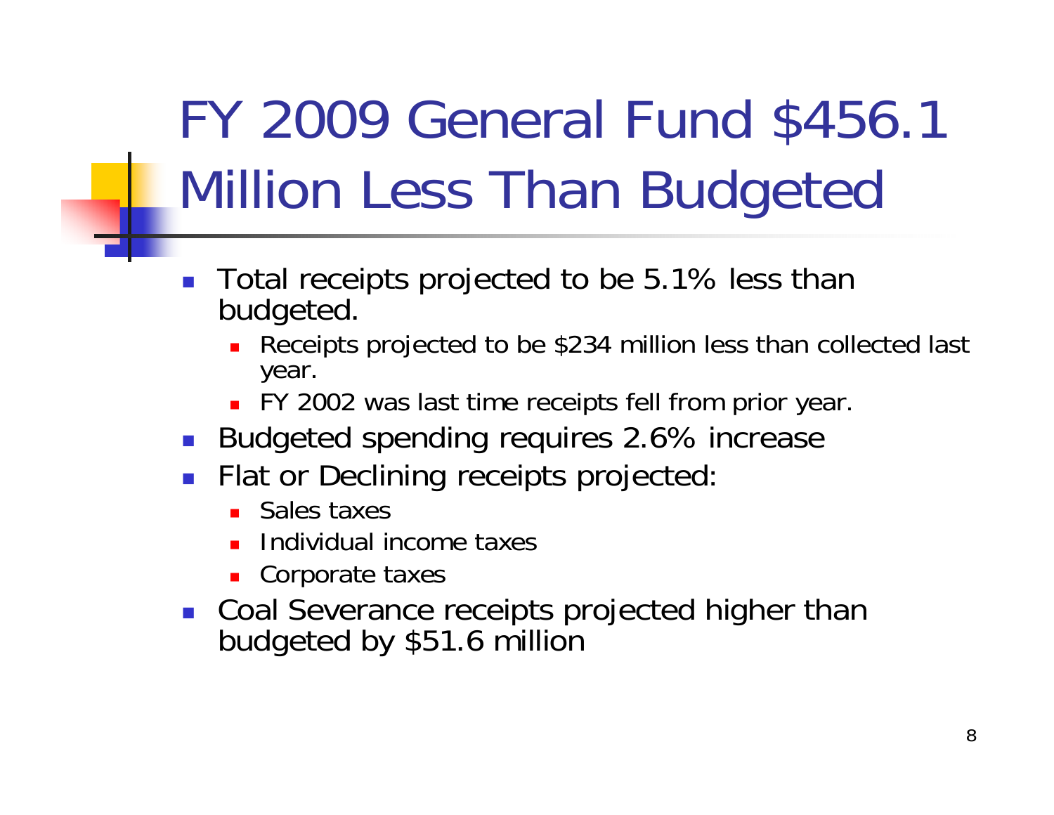# FY 2009 General Fund $456.1 Million Less Than Budgeted

- Total receipts projected to be 5.1% less than budgeted.
  - Receipts projected to be $234 million less than collected last year.
  - FY 2002 was last time receipts fell from prior year.
- Budgeted spending requires 2.6% increase
- Flat or Declining receipts projected:
  - Sales taxes
  - Individual income taxes
  - Corporate taxes
- Coal Severance receipts projected higher than budgeted by $51.6 million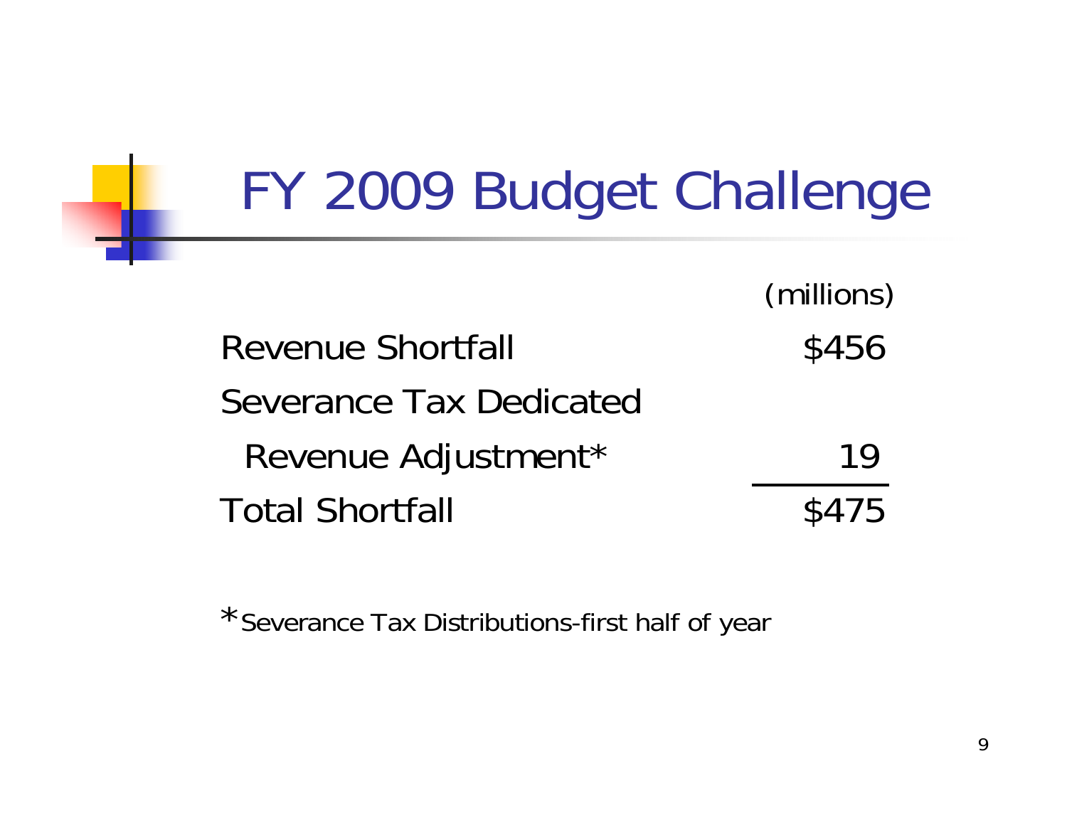# FY 2009 Budget Challenge

| | (millions) |
|---|---|
| Revenue Shortfall | $456 |
| Severance Tax Dedicated Revenue Adjustment* | 19 |
| Total Shortfall | $475 |

*Severance Tax Distributions-first half of year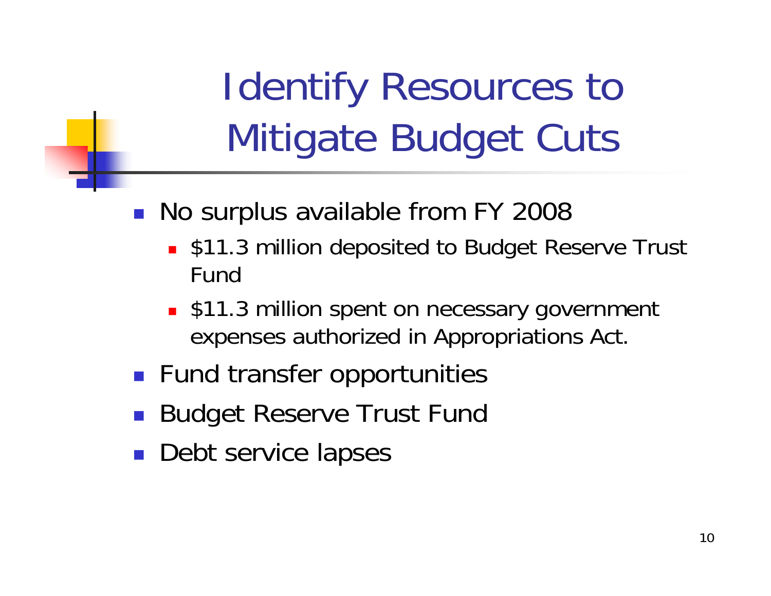# Identify Resources to Mitigate Budget Cuts

- No surplus available from FY 2008
  - $11.3 million deposited to Budget Reserve Trust Fund
  - $11.3 million spent on necessary government expenses authorized in Appropriations Act.
- Fund transfer opportunities
- Budget Reserve Trust Fund
- Debt service lapses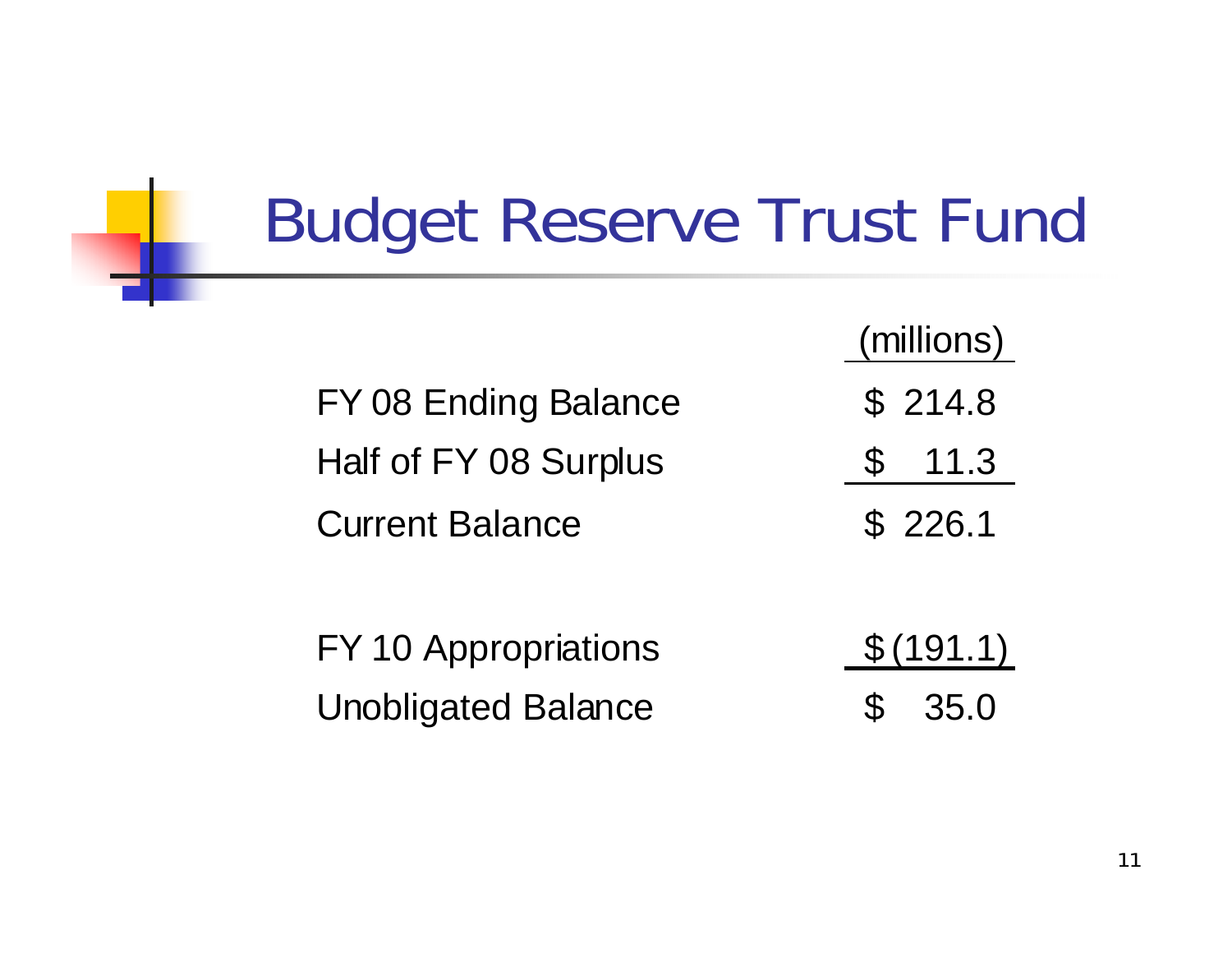# Budget Reserve Trust Fund

| | (millions) |
|---|---|
| FY 08 Ending Balance | $ 214.8 |
| Half of FY 08 Surplus | $ 11.3 |
| Current Balance | $ 226.1 |
| | |
| FY 10 Appropriations | $ (191.1) |
| Unobligated Balance | $ 35.0 |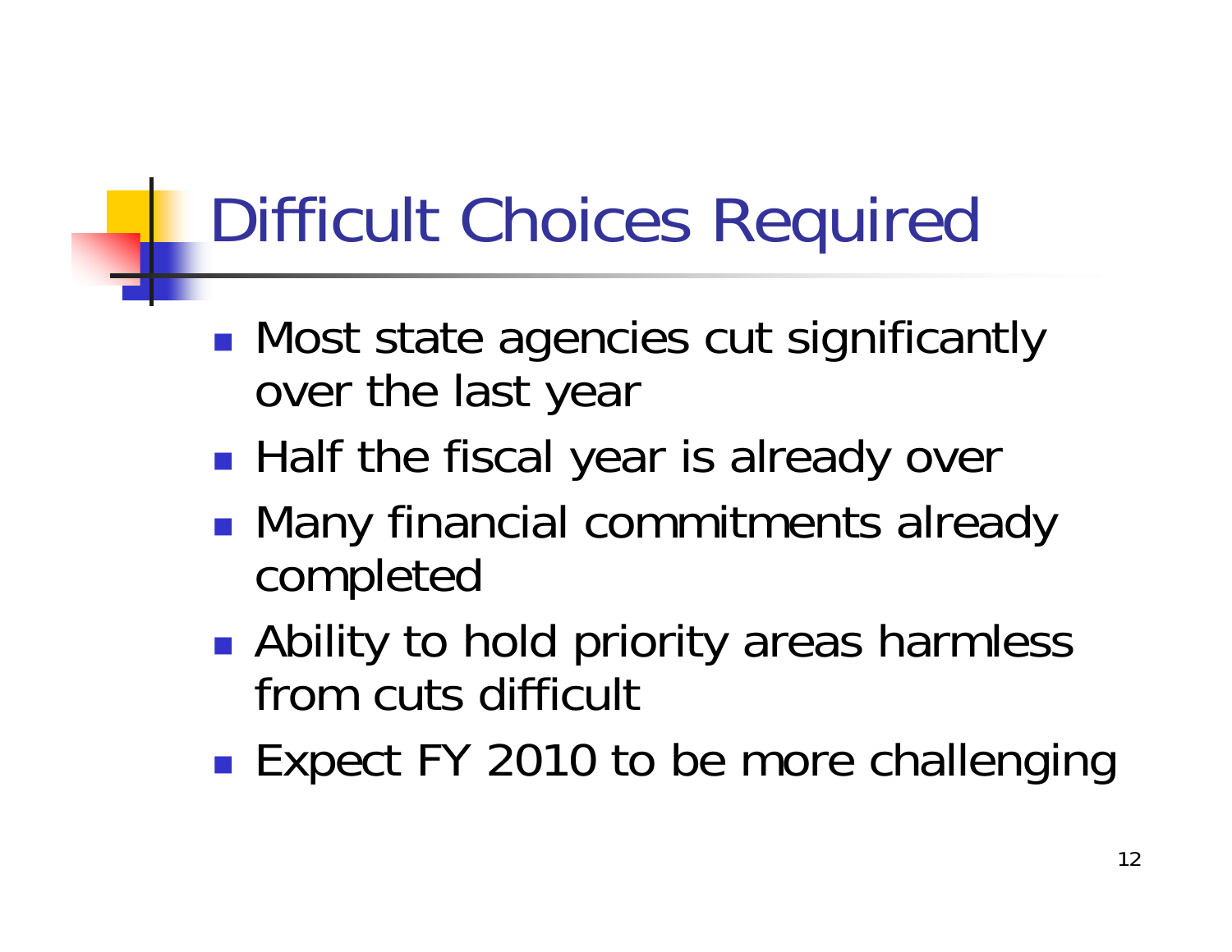# Difficult Choices Required

- Most state agencies cut significantly over the last year
- Half the fiscal year is already over
- Many financial commitments already completed
- Ability to hold priority areas harmless from cuts difficult
- Expect FY 2010 to be more challenging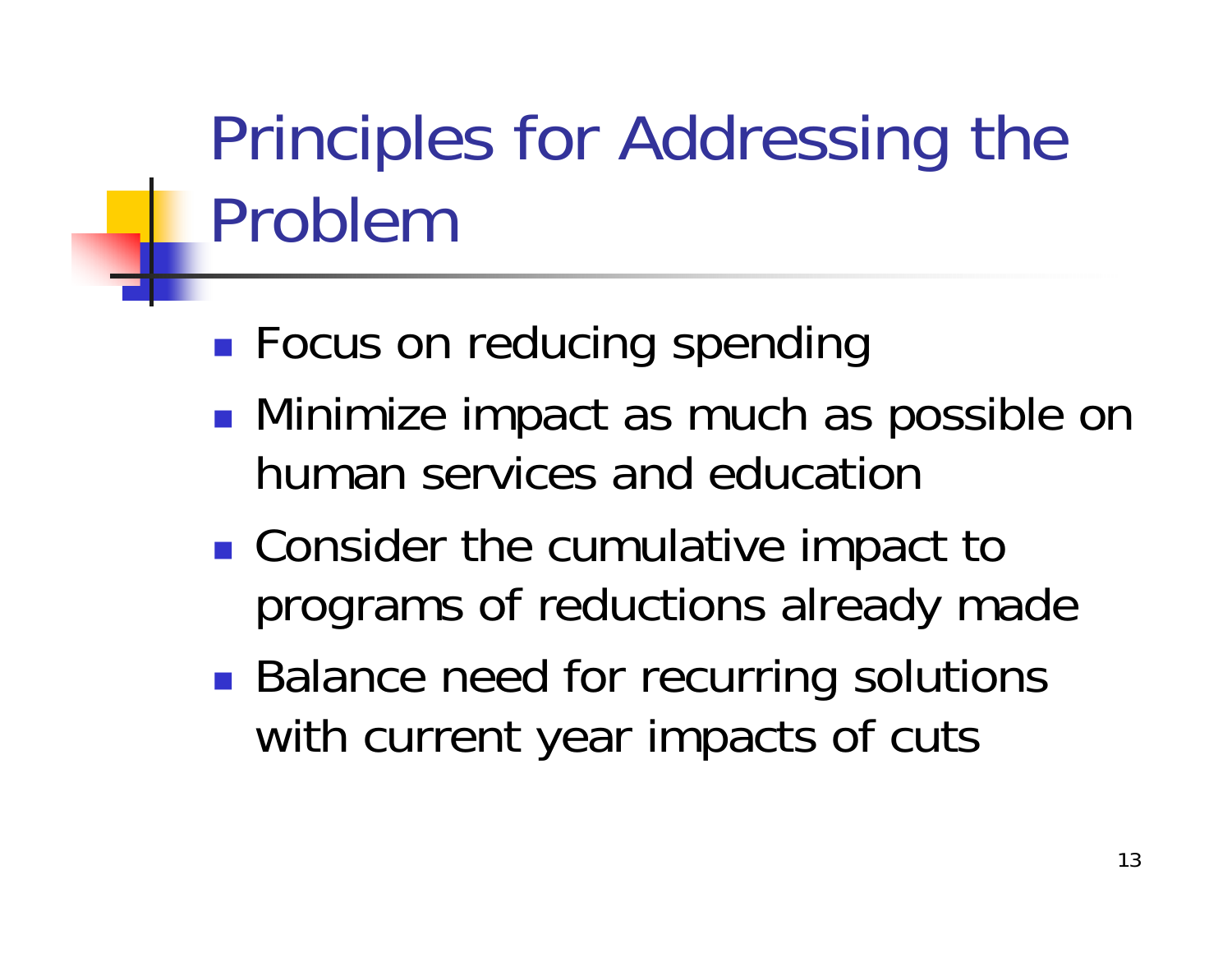# Principles for Addressing the Problem

- Focus on reducing spending
- Minimize impact as much as possible on human services and education
- Consider the cumulative impact to programs of reductions already made
- Balance need for recurring solutions with current year impacts of cuts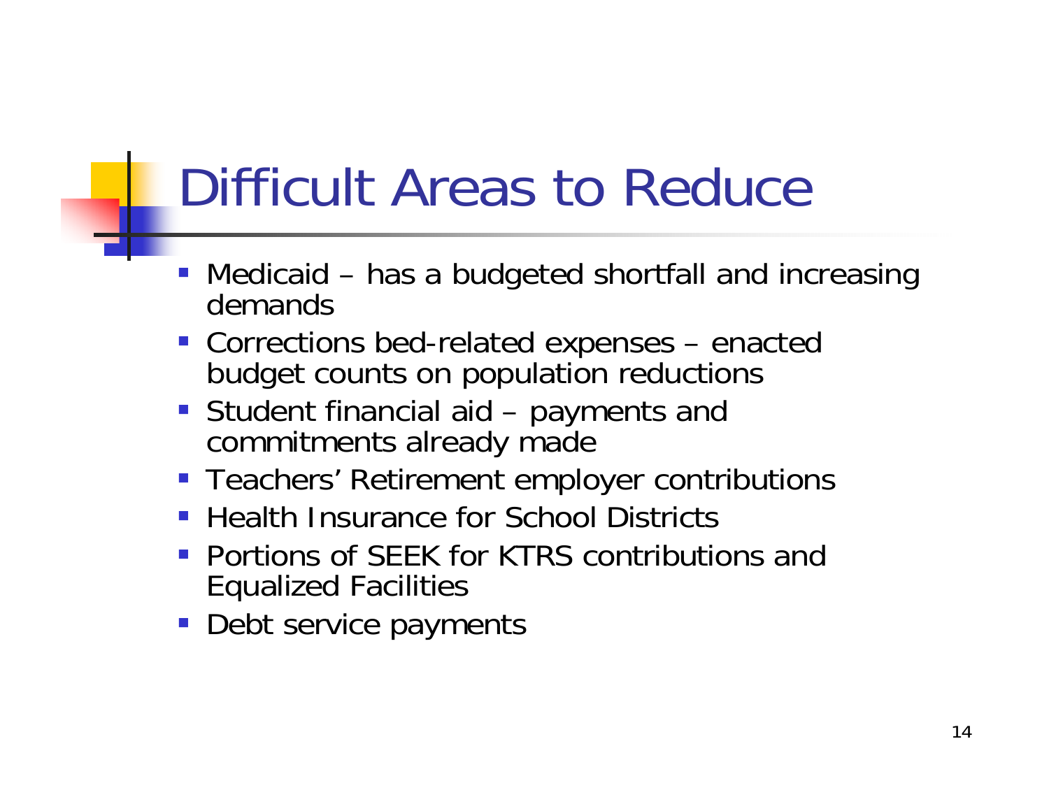# Difficult Areas to Reduce

- Medicaid – has a budgeted shortfall and increasing demands
- Corrections bed-related expenses – enacted budget counts on population reductions
- Student financial aid – payments and commitments already made
- Teachers' Retirement employer contributions
- Health Insurance for School Districts
- Portions of SEEK for KTRS contributions and Equalized Facilities
- Debt service payments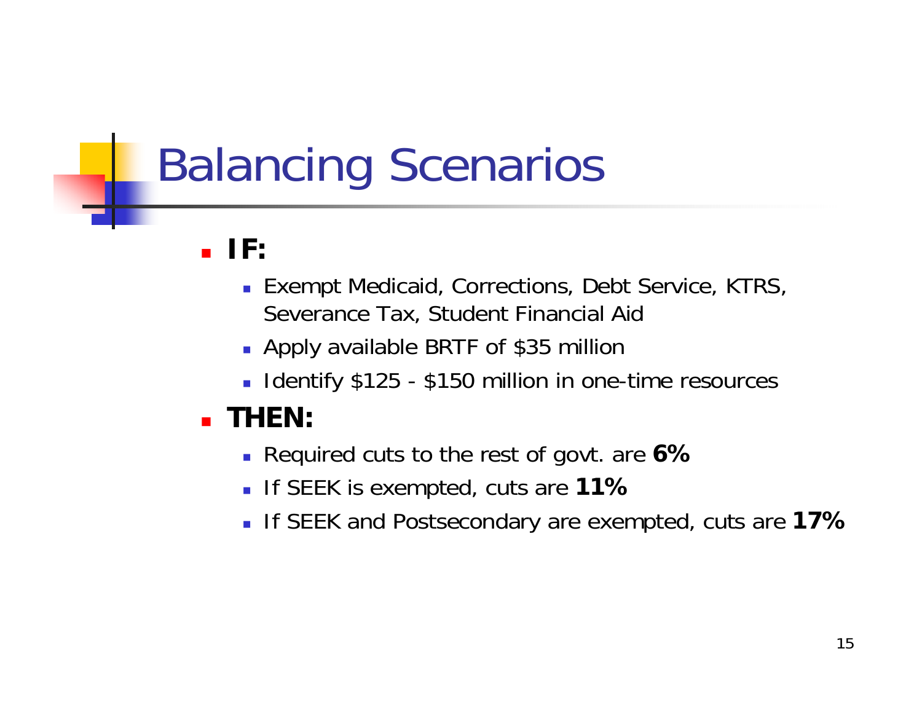# Balancing Scenarios

- **IF:**
  - Exempt Medicaid, Corrections, Debt Service, KTRS, Severance Tax, Student Financial Aid
  - Apply available BRTF of $35 million
  - Identify $125 - $150 million in one-time resources
- **THEN:**
  - Required cuts to the rest of govt. are **6%**
  - If SEEK is exempted, cuts are **11%**
  - If SEEK and Postsecondary are exempted, cuts are **17%**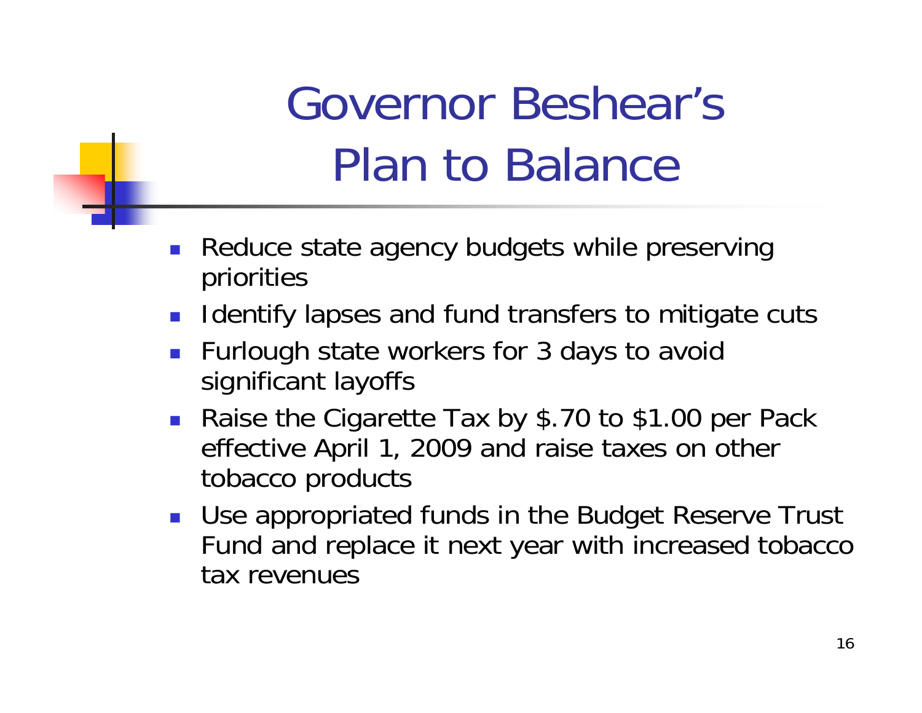# Governor Beshear's Plan to Balance

- Reduce state agency budgets while preserving priorities
- Identify lapses and fund transfers to mitigate cuts
- Furlough state workers for 3 days to avoid significant layoffs
- Raise the Cigarette Tax by $.70 to $1.00 per Pack effective April 1, 2009 and raise taxes on other tobacco products
- Use appropriated funds in the Budget Reserve Trust Fund and replace it next year with increased tobacco tax revenues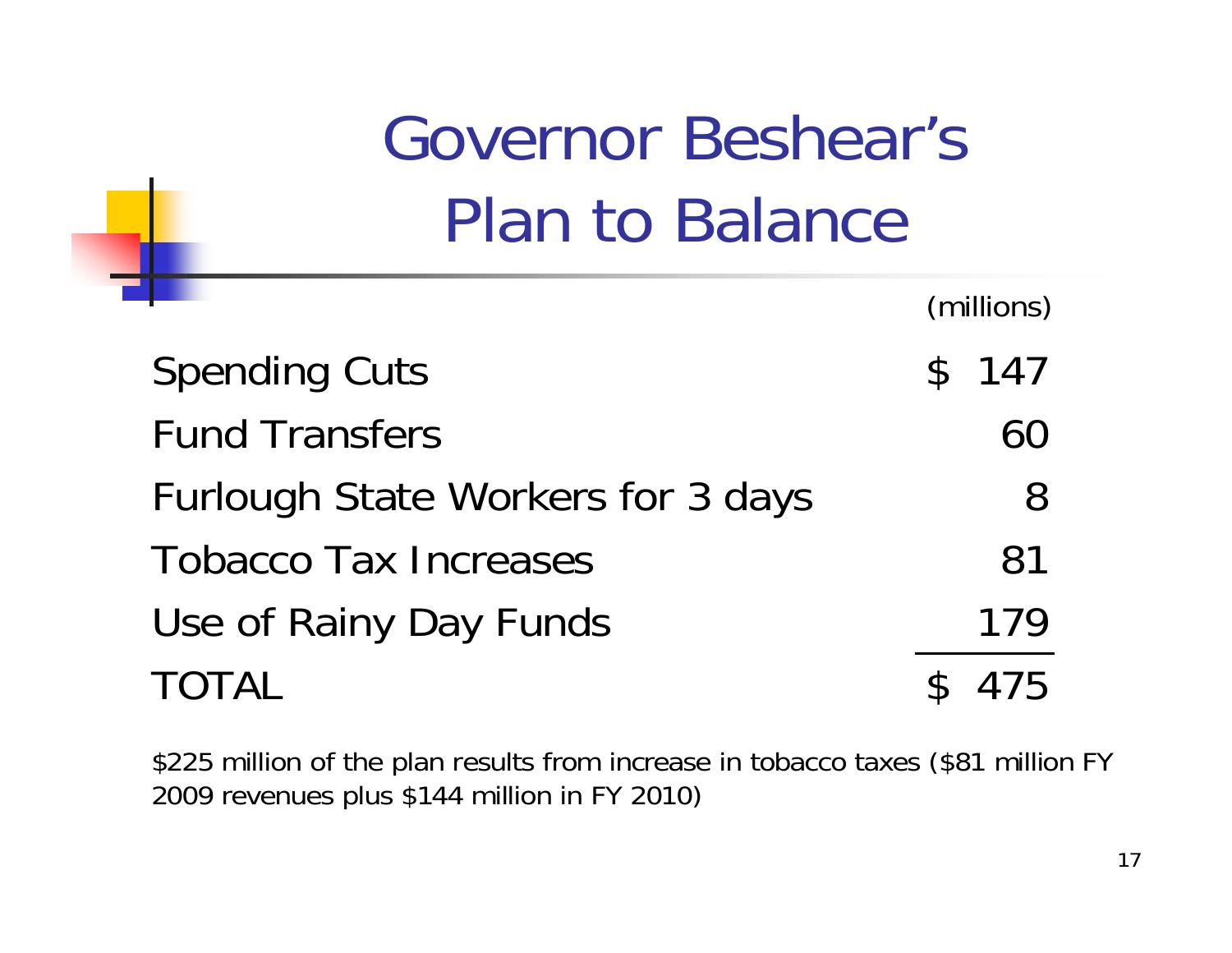# Governor Beshear's Plan to Balance

| | (millions) |
|---|---|
| Spending Cuts | $ 147 |
| Fund Transfers | 60 |
| Furlough State Workers for 3 days | 8 |
| Tobacco Tax Increases | 81 |
| Use of Rainy Day Funds | 179 |
| TOTAL | $ 475 |

$225 million of the plan results from increase in tobacco taxes ($81 million FY 2009 revenues plus $144 million in FY 2010)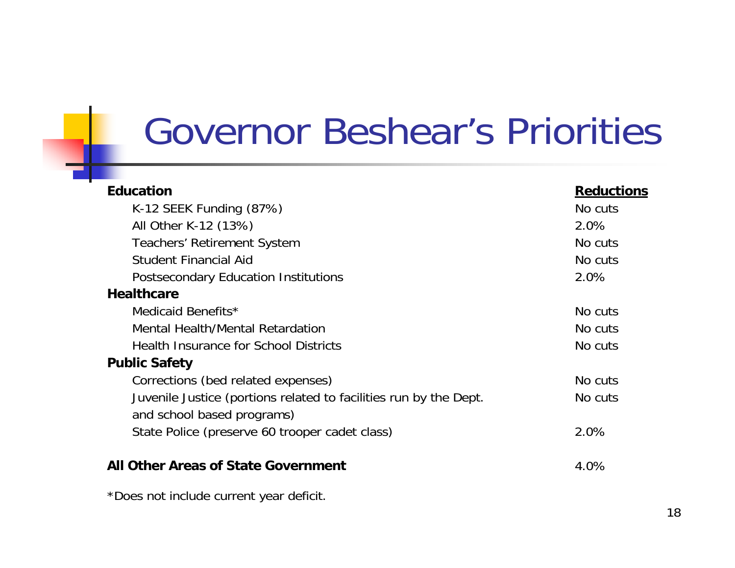# Governor Beshear's Priorities

| | **Reductions** |
|---|---|
| **Education** | |
| K-12 SEEK Funding (87%) | No cuts |
| All Other K-12 (13%) | 2.0% |
| Teachers' Retirement System | No cuts |
| Student Financial Aid | No cuts |
| Postsecondary Education Institutions | 2.0% |
| **Healthcare** | |
| Medicaid Benefits* | No cuts |
| Mental Health/Mental Retardation | No cuts |
| Health Insurance for School Districts | No cuts |
| **Public Safety** | |
| Corrections (bed related expenses) | No cuts |
| Juvenile Justice (portions related to facilities run by the Dept. and school based programs) | No cuts |
| State Police (preserve 60 trooper cadet class) | 2.0% |
| **All Other Areas of State Government** | 4.0% |

*Does not include current year deficit.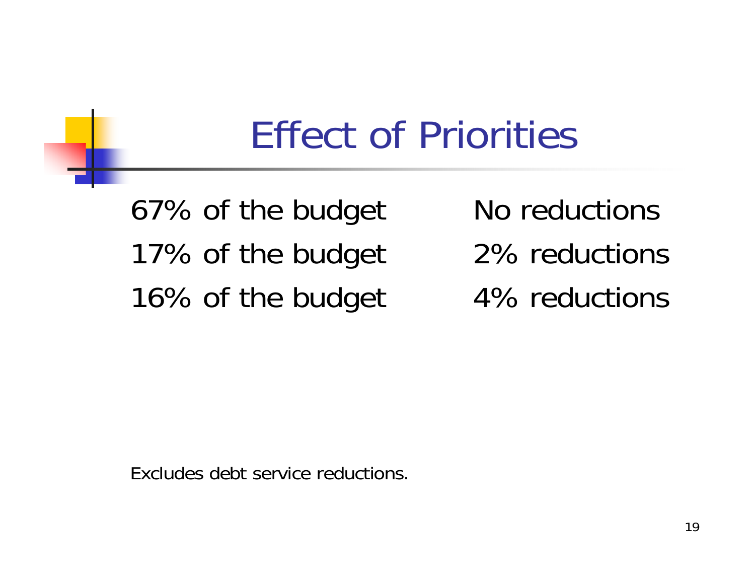# Effect of Priorities

| | |
|---|---|
| 67% of the budget | No reductions |
| 17% of the budget | 2% reductions |
| 16% of the budget | 4% reductions |

Excludes debt service reductions.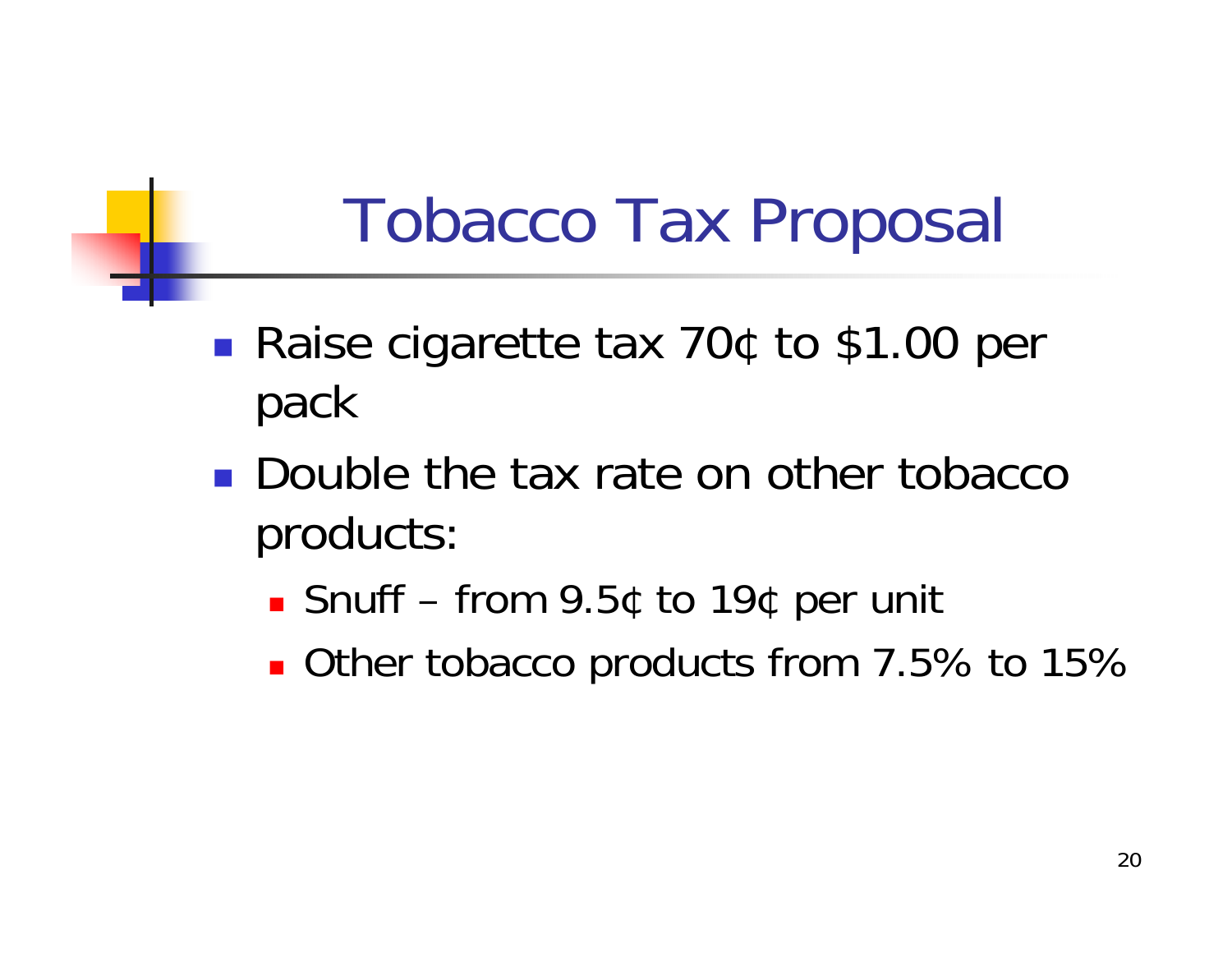# Tobacco Tax Proposal

- Raise cigarette tax 70¢ to $1.00 per pack
- Double the tax rate on other tobacco products:
  - Snuff – from 9.5¢ to 19¢ per unit
  - Other tobacco products from 7.5% to 15%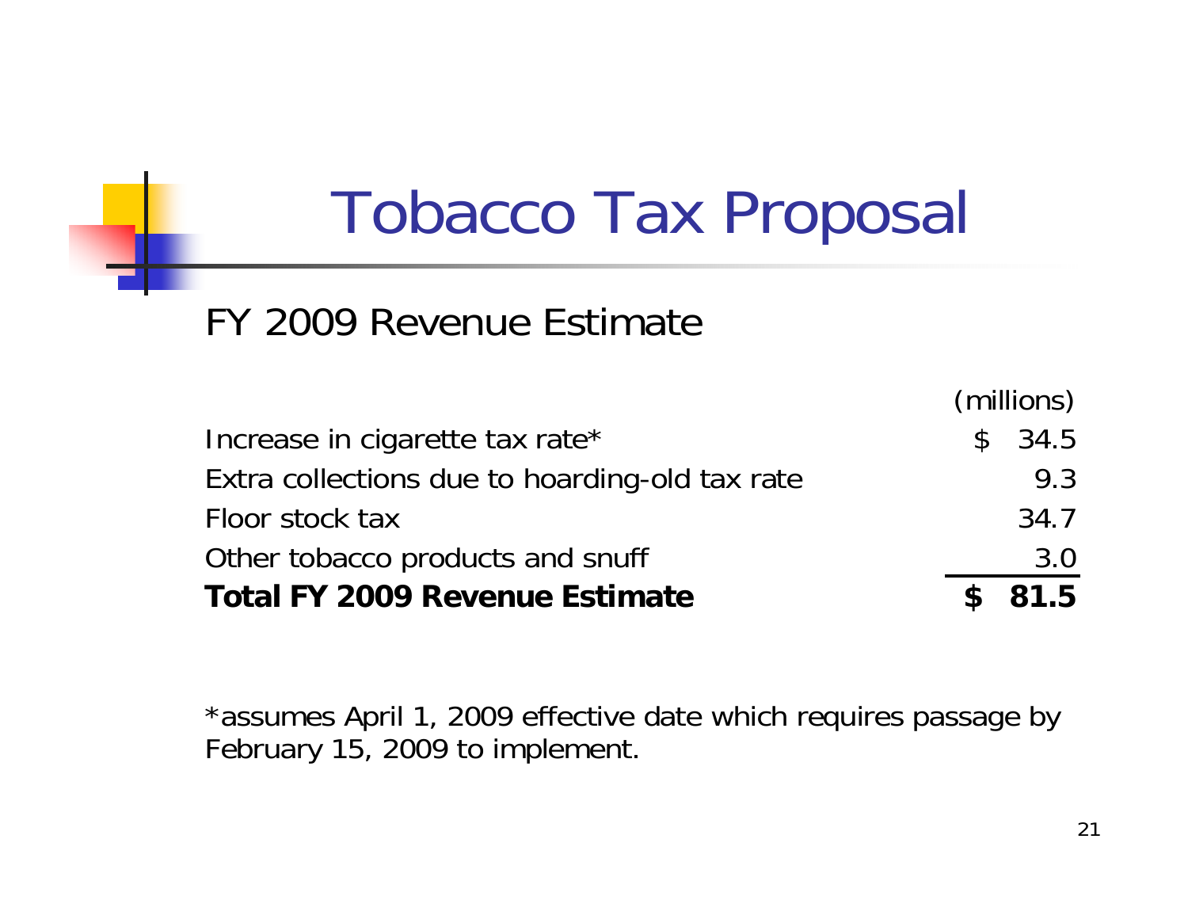# Tobacco Tax Proposal

## FY 2009 Revenue Estimate

| | (millions) |
|---|---|
| Increase in cigarette tax rate* | $ 34.5 |
| Extra collections due to hoarding-old tax rate | 9.3 |
| Floor stock tax | 34.7 |
| Other tobacco products and snuff | 3.0 |
| **Total FY 2009 Revenue Estimate** | **$ 81.5** |

*assumes April 1, 2009 effective date which requires passage by February 15, 2009 to implement.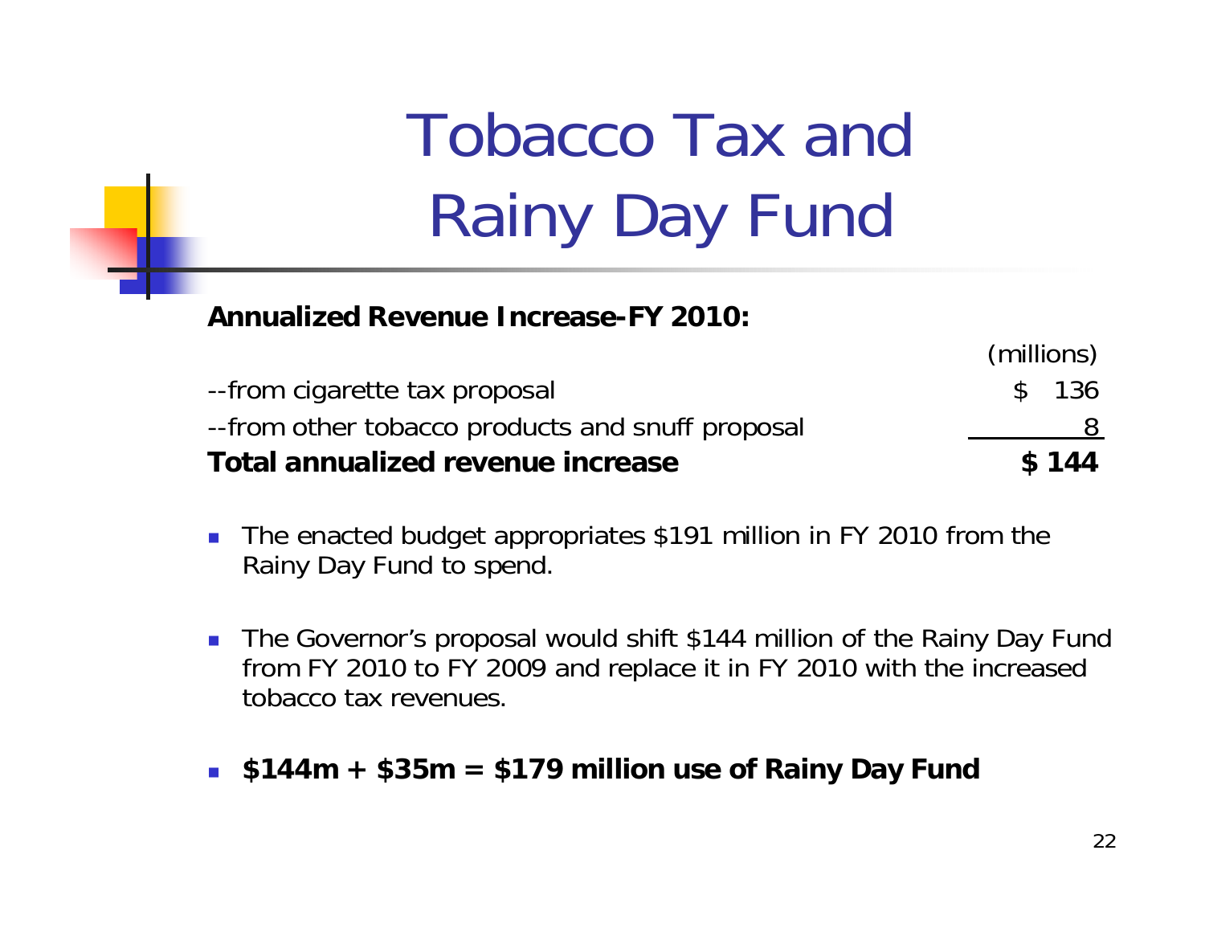# Tobacco Tax and Rainy Day Fund

**Annualized Revenue Increase-FY 2010:**

| | (millions) |
|---|---|
| --from cigarette tax proposal | $ 136 |
| --from other tobacco products and snuff proposal | 8 |
| **Total annualized revenue increase** | **$ 144** |

- The enacted budget appropriates $191 million in FY 2010 from the Rainy Day Fund to spend.
- The Governor's proposal would shift $144 million of the Rainy Day Fund from FY 2010 to FY 2009 and replace it in FY 2010 with the increased tobacco tax revenues.
- **$144m + $35m = $179 million use of Rainy Day Fund**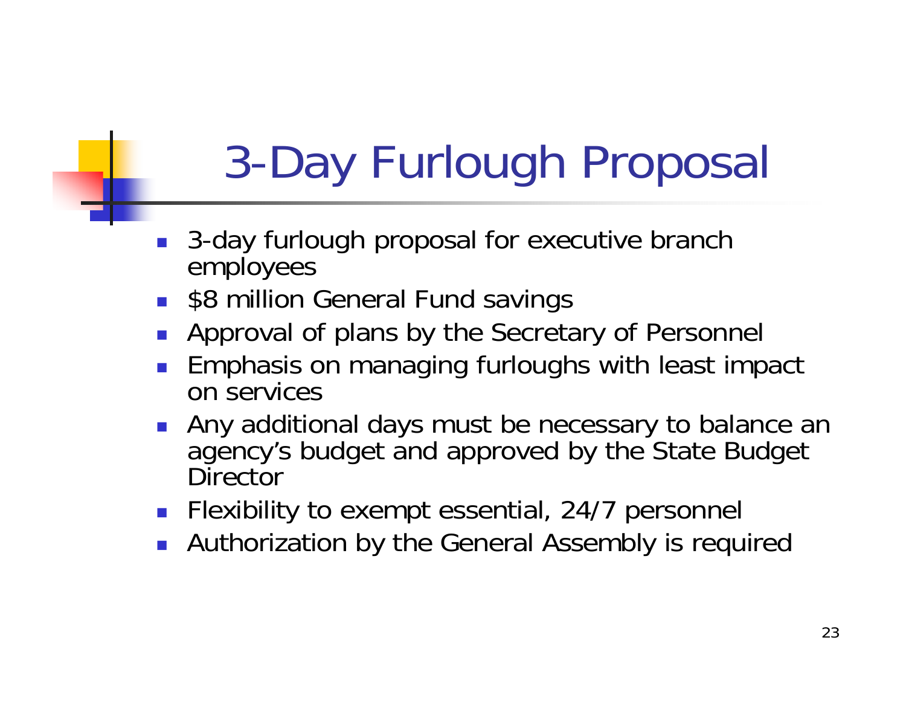# 3-Day Furlough Proposal

- 3-day furlough proposal for executive branch employees
- $8 million General Fund savings
- Approval of plans by the Secretary of Personnel
- Emphasis on managing furloughs with least impact on services
- Any additional days must be necessary to balance an agency's budget and approved by the State Budget Director
- Flexibility to exempt essential, 24/7 personnel
- Authorization by the General Assembly is required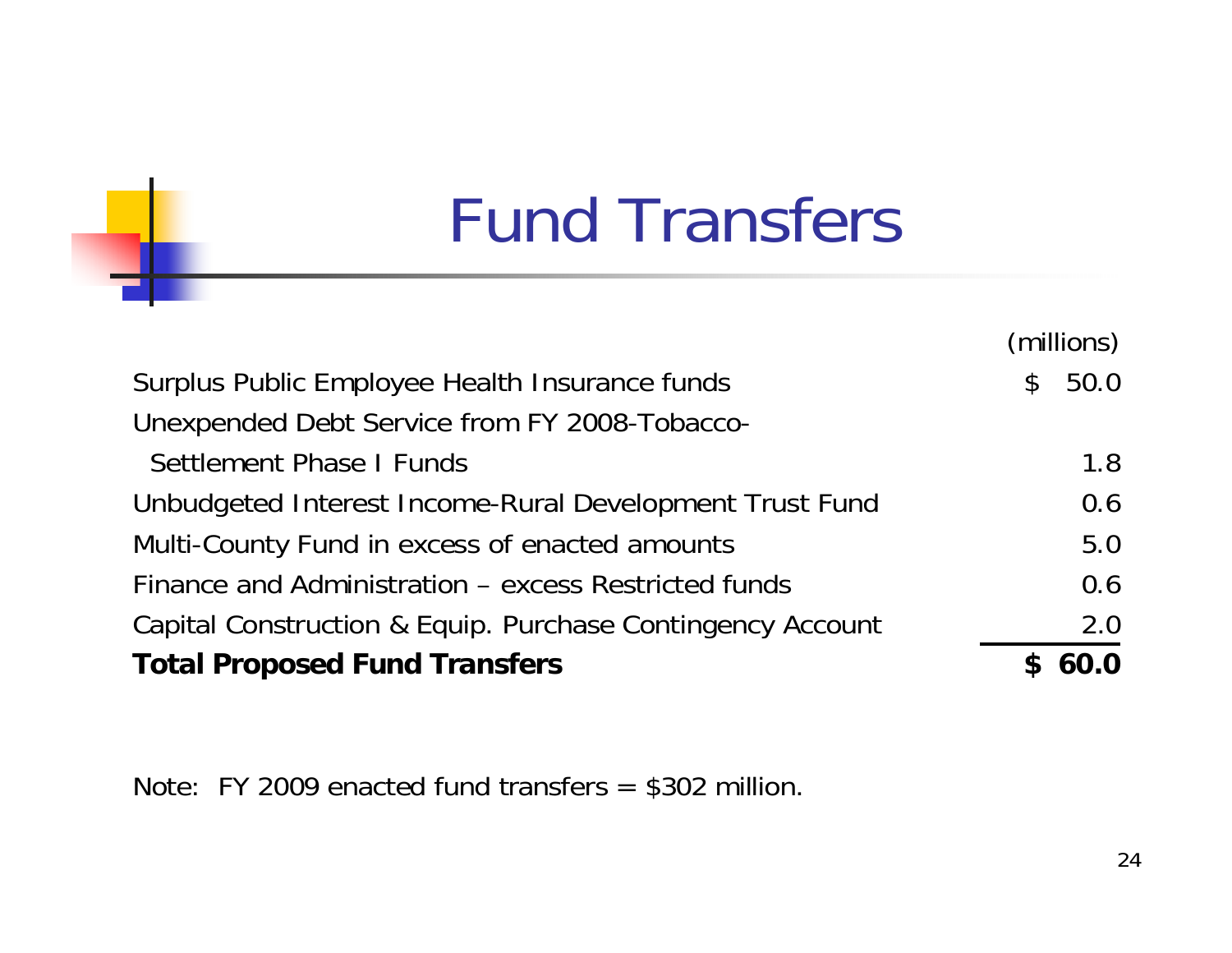# Fund Transfers

| | (millions) |
|---|---|
| Surplus Public Employee Health Insurance funds | $ 50.0 |
| Unexpended Debt Service from FY 2008-Tobacco-Settlement Phase I Funds | 1.8 |
| Unbudgeted Interest Income-Rural Development Trust Fund | 0.6 |
| Multi-County Fund in excess of enacted amounts | 5.0 |
| Finance and Administration – excess Restricted funds | 0.6 |
| Capital Construction & Equip. Purchase Contingency Account | 2.0 |
| **Total Proposed Fund Transfers** | **$ 60.0** |

Note: FY 2009 enacted fund transfers = $302 million.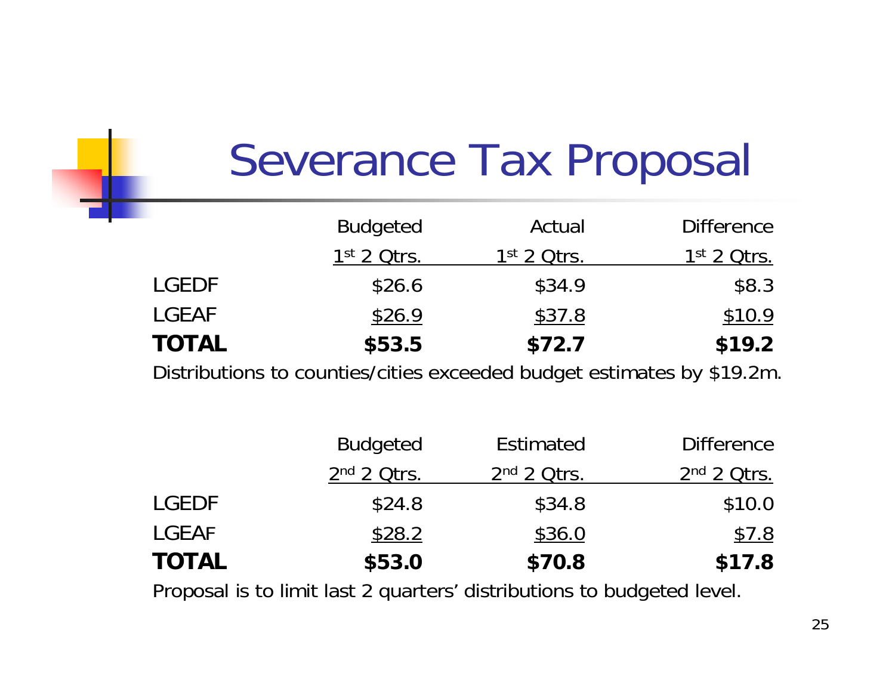# Severance Tax Proposal

| | Budgeted 1st 2 Qtrs. | Actual 1st 2 Qtrs. | Difference 1st 2 Qtrs. |
|---|---|---|---|
| LGEDF | $26.6 | $34.9 | $8.3 |
| LGEAF | $26.9 | $37.8 | $10.9 |
| **TOTAL** | **$53.5** | **$72.7** | **$19.2** |

Distributions to counties/cities exceeded budget estimates by $19.2m.

| | Budgeted 2nd 2 Qtrs. | Estimated 2nd 2 Qtrs. | Difference 2nd 2 Qtrs. |
|---|---|---|---|
| LGEDF | $24.8 | $34.8 | $10.0 |
| LGEAF | $28.2 | $36.0 | $7.8 |
| **TOTAL** | **$53.0** | **$70.8** | **$17.8** |

Proposal is to limit last 2 quarters' distributions to budgeted level.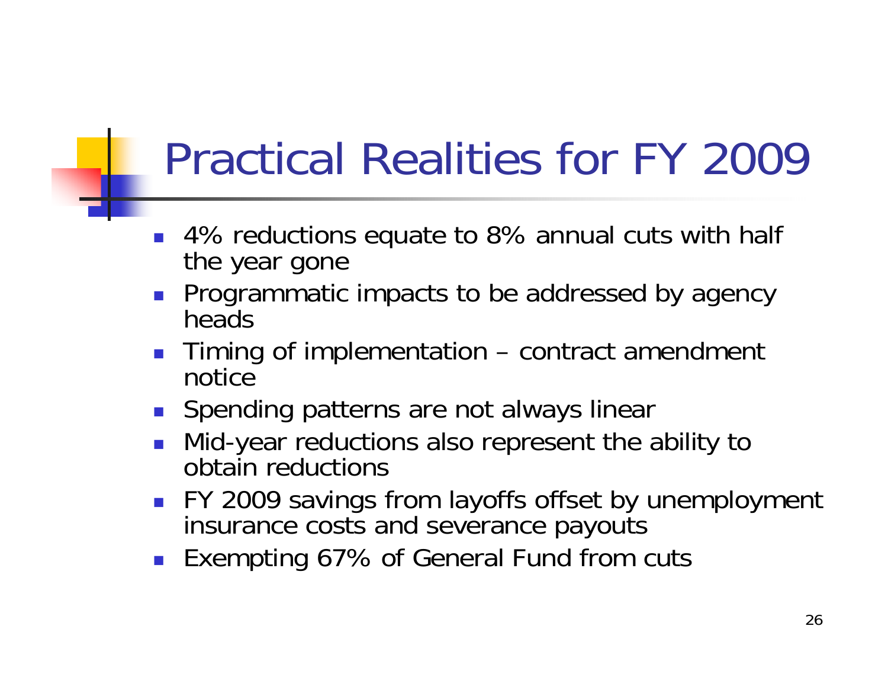# Practical Realities for FY 2009

- 4% reductions equate to 8% annual cuts with half the year gone
- Programmatic impacts to be addressed by agency heads
- Timing of implementation – contract amendment notice
- Spending patterns are not always linear
- Mid-year reductions also represent the ability to obtain reductions
- FY 2009 savings from layoffs offset by unemployment insurance costs and severance payouts
- Exempting 67% of General Fund from cuts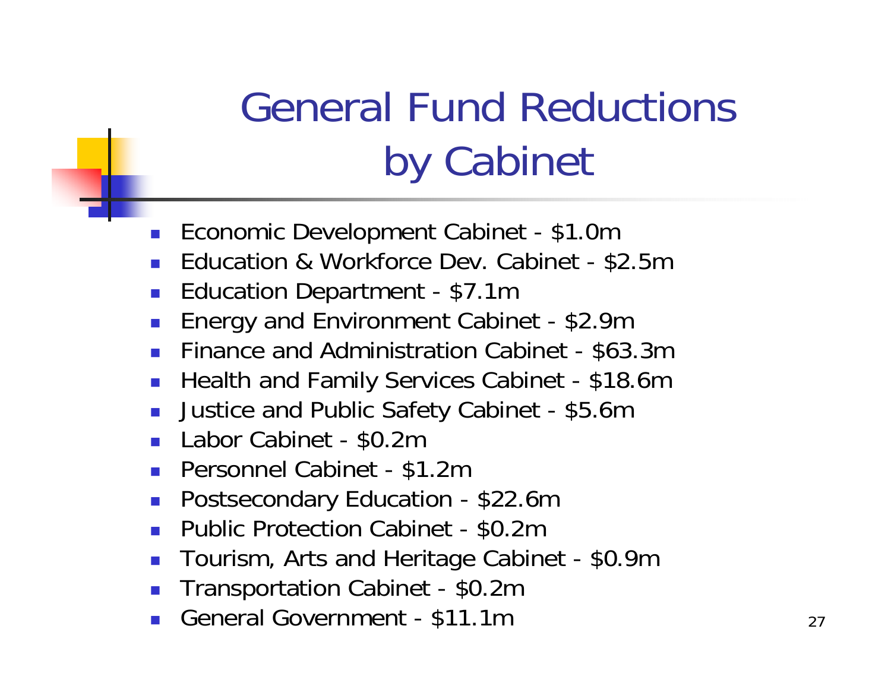# General Fund Reductions by Cabinet

- Economic Development Cabinet - $1.0m
- Education & Workforce Dev. Cabinet - $2.5m
- Education Department - $7.1m
- Energy and Environment Cabinet - $2.9m
- Finance and Administration Cabinet - $63.3m
- Health and Family Services Cabinet - $18.6m
- Justice and Public Safety Cabinet - $5.6m
- Labor Cabinet - $0.2m
- Personnel Cabinet - $1.2m
- Postsecondary Education - $22.6m
- Public Protection Cabinet - $0.2m
- Tourism, Arts and Heritage Cabinet - $0.9m
- Transportation Cabinet - $0.2m
- General Government - $11.1m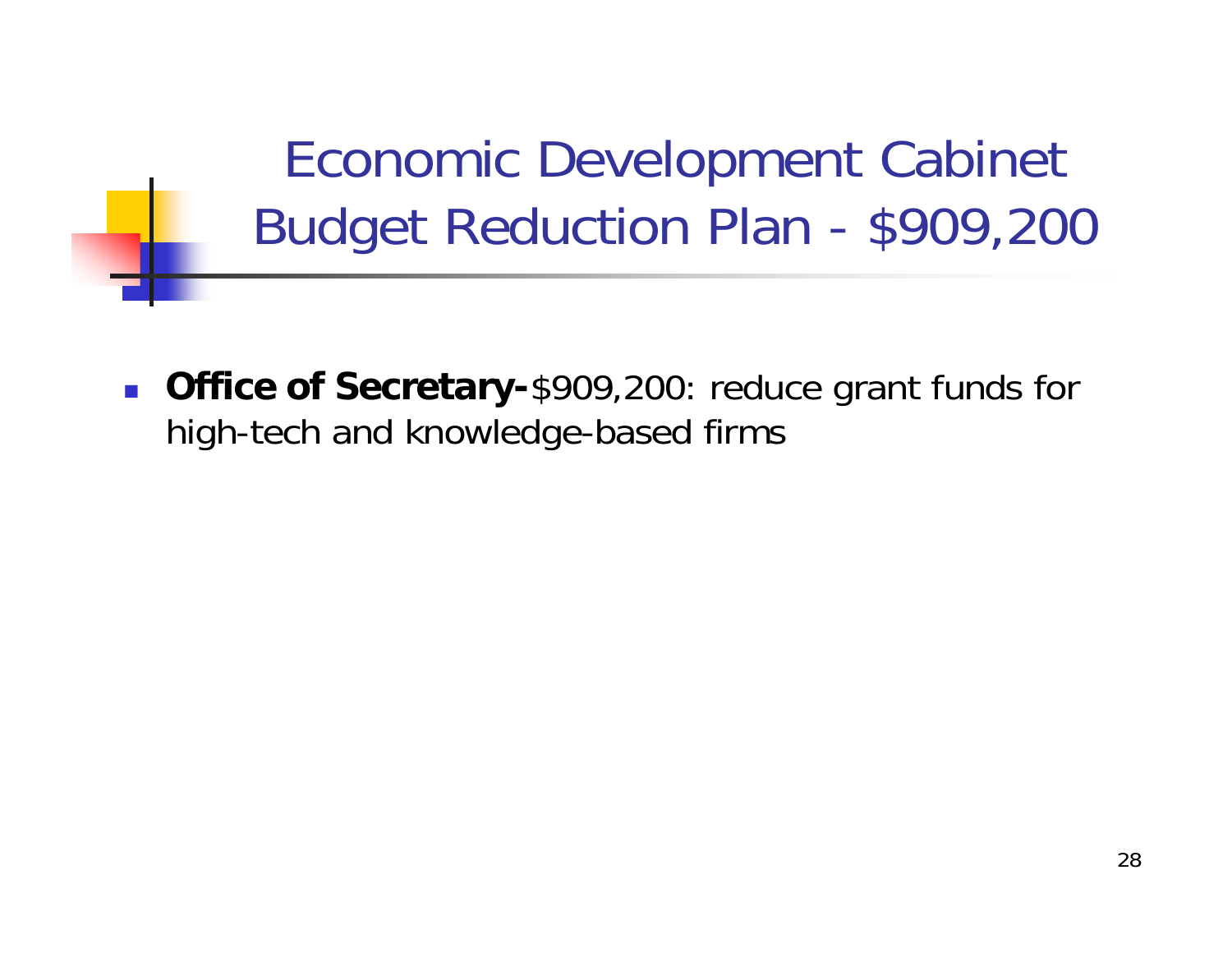# Economic Development Cabinet Budget Reduction Plan - $909,200

- **Office of Secretary-**$909,200: reduce grant funds for high-tech and knowledge-based firms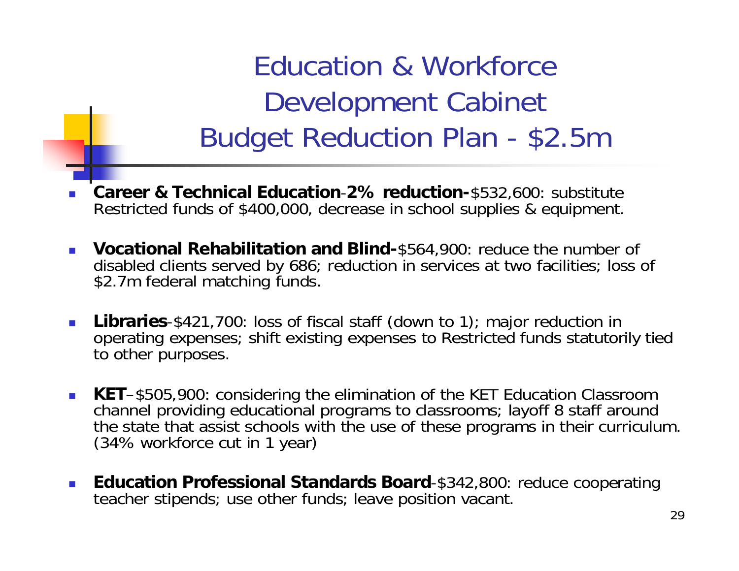# Education & Workforce Development Cabinet Budget Reduction Plan - $2.5m

- **Career & Technical Education-2% reduction-**$532,600: substitute Restricted funds of $400,000, decrease in school supplies & equipment.
- **Vocational Rehabilitation and Blind-**$564,900: reduce the number of disabled clients served by 686; reduction in services at two facilities; loss of $2.7m federal matching funds.
- **Libraries**-$421,700: loss of fiscal staff (down to 1); major reduction in operating expenses; shift existing expenses to Restricted funds statutorily tied to other purposes.
- **KET**–$505,900: considering the elimination of the KET Education Classroom channel providing educational programs to classrooms; layoff 8 staff around the state that assist schools with the use of these programs in their curriculum. (34% workforce cut in 1 year)
- **Education Professional Standards Board**-$342,800: reduce cooperating teacher stipends; use other funds; leave position vacant.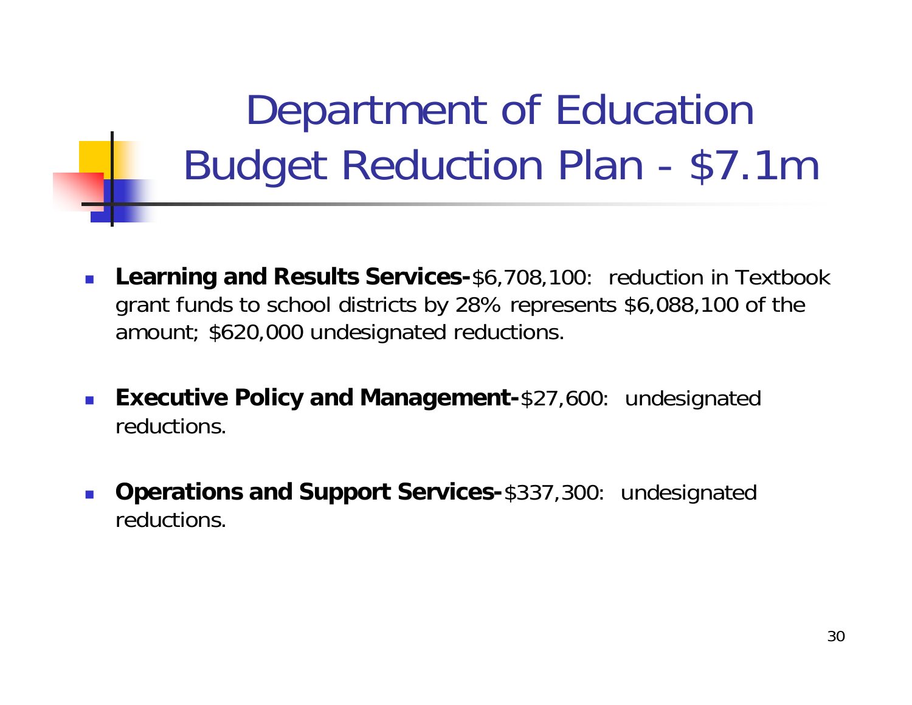# Department of Education Budget Reduction Plan - $7.1m

- **Learning and Results Services-**$6,708,100: reduction in Textbook grant funds to school districts by 28% represents $6,088,100 of the amount; $620,000 undesignated reductions.

- **Executive Policy and Management-**$27,600: undesignated reductions.

- **Operations and Support Services-**$337,300: undesignated reductions.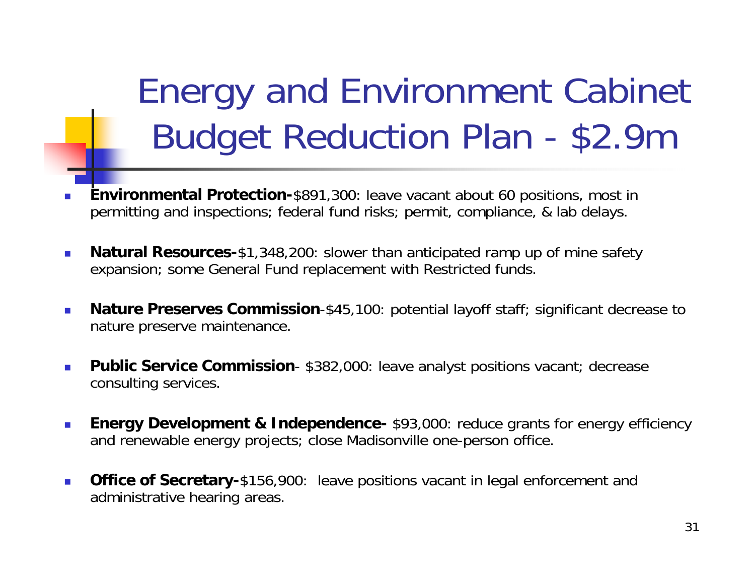# Energy and Environment Cabinet Budget Reduction Plan - $2.9m

- **Environmental Protection-**$891,300: leave vacant about 60 positions, most in permitting and inspections; federal fund risks; permit, compliance, & lab delays.
- **Natural Resources-**$1,348,200: slower than anticipated ramp up of mine safety expansion; some General Fund replacement with Restricted funds.
- **Nature Preserves Commission**-$45,100: potential layoff staff; significant decrease to nature preserve maintenance.
- **Public Service Commission**- $382,000: leave analyst positions vacant; decrease consulting services.
- **Energy Development & Independence-** $93,000: reduce grants for energy efficiency and renewable energy projects; close Madisonville one-person office.
- **Office of Secretary-**$156,900: leave positions vacant in legal enforcement and administrative hearing areas.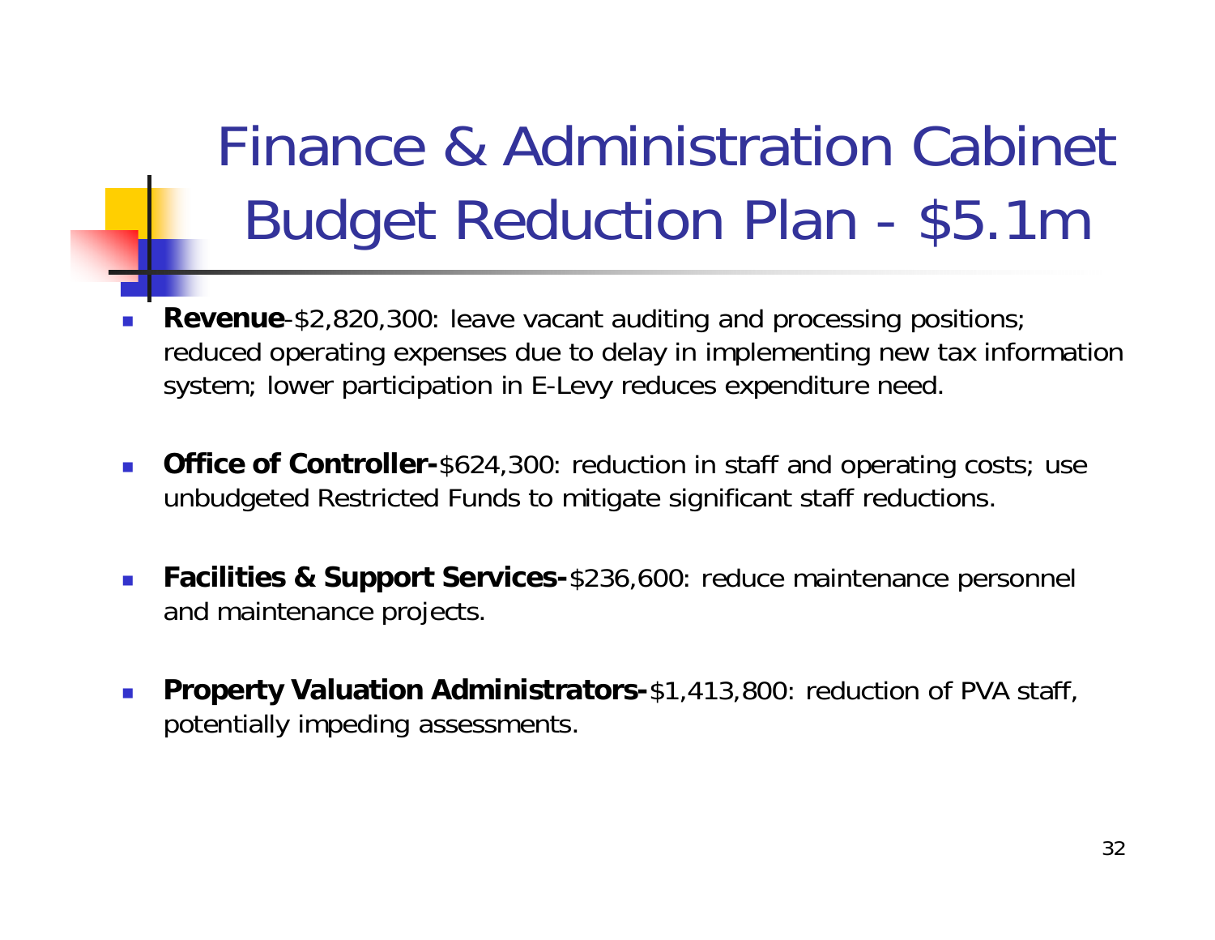# Finance & Administration Cabinet Budget Reduction Plan - $5.1m

- **Revenue**-$2,820,300: leave vacant auditing and processing positions; reduced operating expenses due to delay in implementing new tax information system; lower participation in E-Levy reduces expenditure need.

- **Office of Controller-**$624,300: reduction in staff and operating costs; use unbudgeted Restricted Funds to mitigate significant staff reductions.

- **Facilities & Support Services-**$236,600: reduce maintenance personnel and maintenance projects.

- **Property Valuation Administrators-**$1,413,800: reduction of PVA staff, potentially impeding assessments.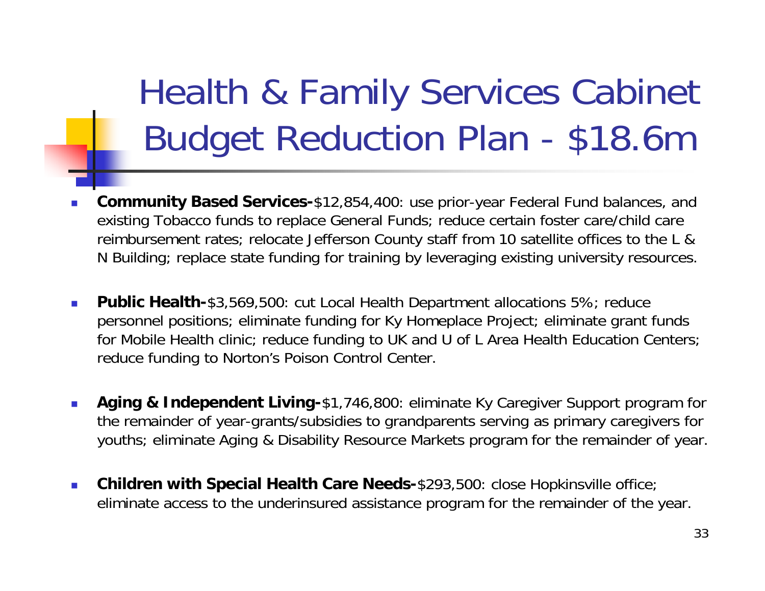# Health & Family Services Cabinet Budget Reduction Plan - $18.6m

- **Community Based Services-**$12,854,400: use prior-year Federal Fund balances, and existing Tobacco funds to replace General Funds; reduce certain foster care/child care reimbursement rates; relocate Jefferson County staff from 10 satellite offices to the L & N Building; replace state funding for training by leveraging existing university resources.

- **Public Health-**$3,569,500: cut Local Health Department allocations 5%; reduce personnel positions; eliminate funding for Ky Homeplace Project; eliminate grant funds for Mobile Health clinic; reduce funding to UK and U of L Area Health Education Centers; reduce funding to Norton's Poison Control Center.

- **Aging & Independent Living-**$1,746,800: eliminate Ky Caregiver Support program for the remainder of year-grants/subsidies to grandparents serving as primary caregivers for youths; eliminate Aging & Disability Resource Markets program for the remainder of year.

- **Children with Special Health Care Needs-**$293,500: close Hopkinsville office; eliminate access to the underinsured assistance program for the remainder of the year.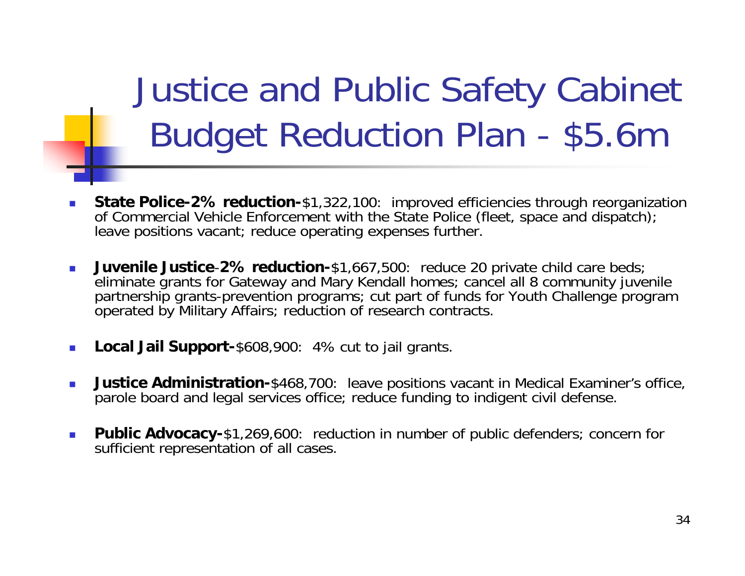# Justice and Public Safety Cabinet Budget Reduction Plan - $5.6m

- **State Police-2% reduction-**$1,322,100: improved efficiencies through reorganization of Commercial Vehicle Enforcement with the State Police (fleet, space and dispatch); leave positions vacant; reduce operating expenses further.

- **Juvenile Justice-2% reduction-**$1,667,500: reduce 20 private child care beds; eliminate grants for Gateway and Mary Kendall homes; cancel all 8 community juvenile partnership grants-prevention programs; cut part of funds for Youth Challenge program operated by Military Affairs; reduction of research contracts.

- **Local Jail Support-**$608,900: 4% cut to jail grants.

- **Justice Administration-**$468,700: leave positions vacant in Medical Examiner's office, parole board and legal services office; reduce funding to indigent civil defense.

- **Public Advocacy-**$1,269,600: reduction in number of public defenders; concern for sufficient representation of all cases.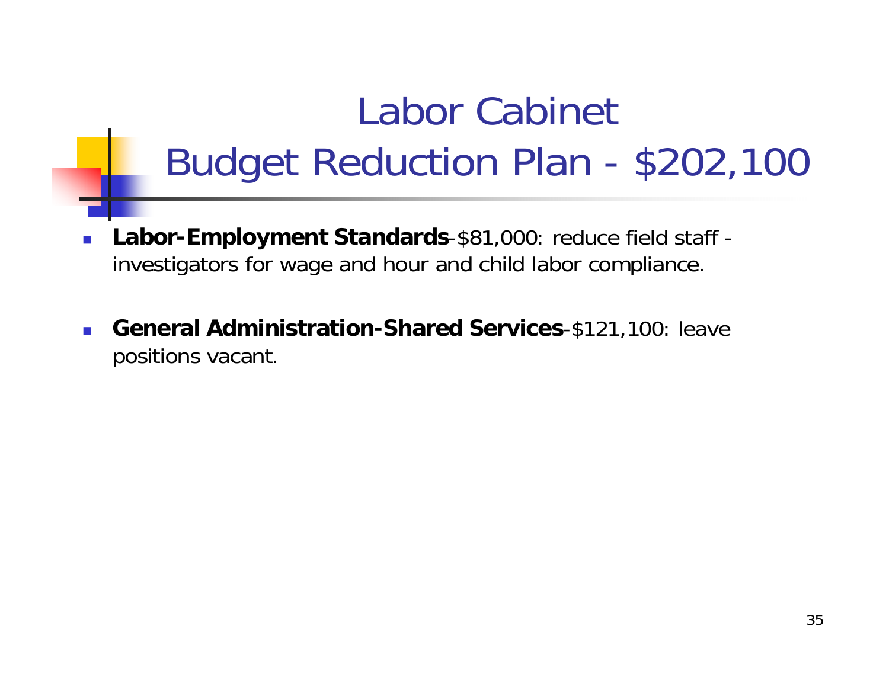# Labor Cabinet
# Budget Reduction Plan - $202,100

- **Labor-Employment Standards**-$81,000: reduce field staff - investigators for wage and hour and child labor compliance.

- **General Administration-Shared Services**-$121,100: leave positions vacant.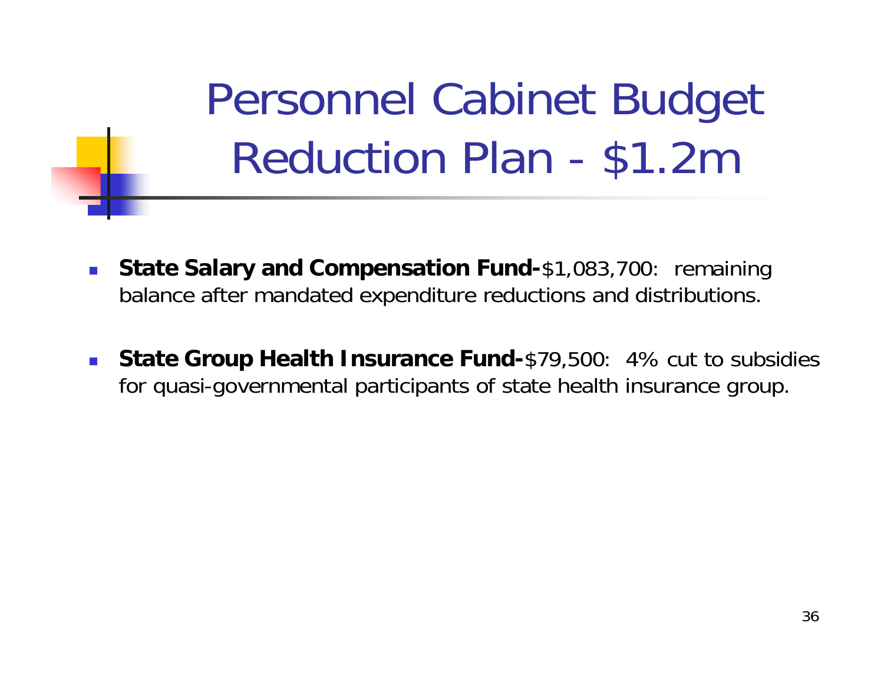# Personnel Cabinet Budget Reduction Plan - $1.2m

- **State Salary and Compensation Fund-**$1,083,700: remaining balance after mandated expenditure reductions and distributions.
- **State Group Health Insurance Fund-**$79,500: 4% cut to subsidies for quasi-governmental participants of state health insurance group.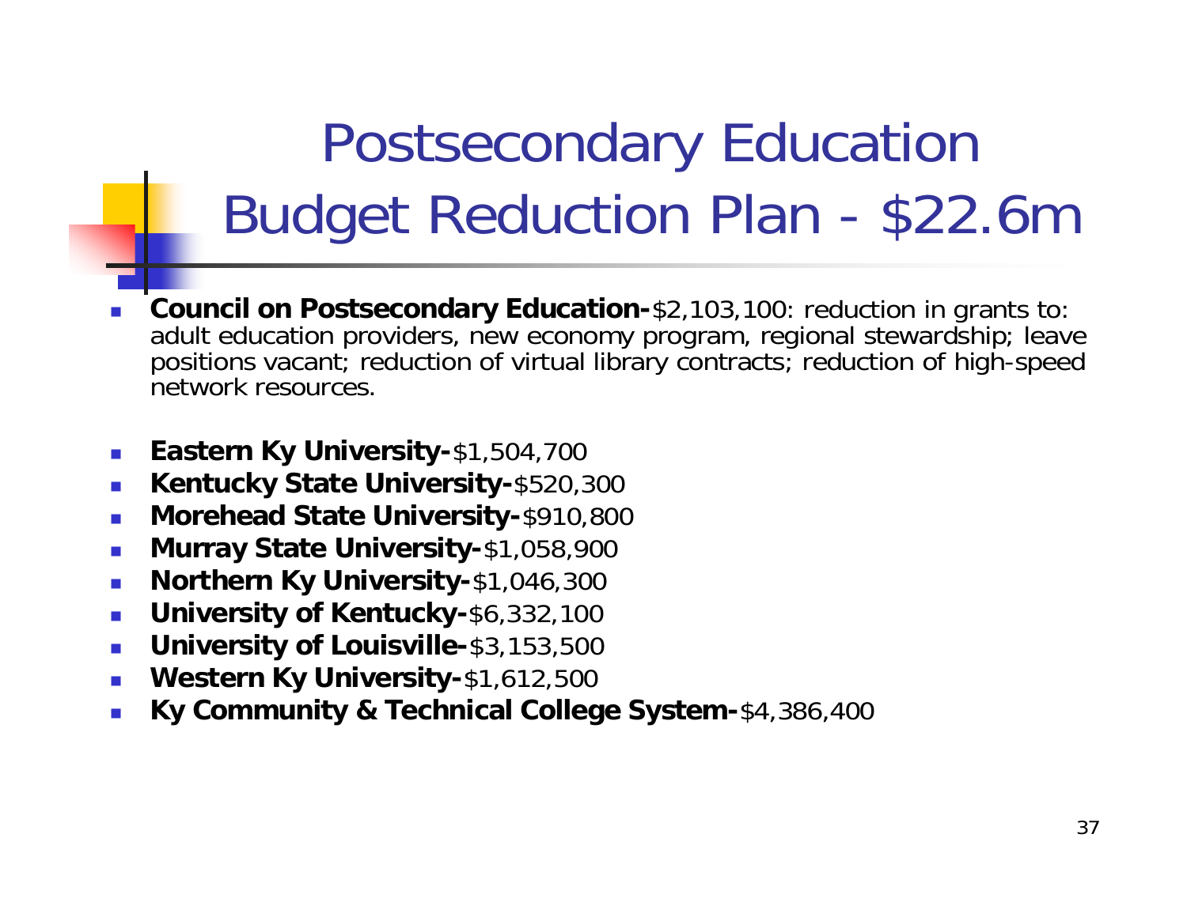# Postsecondary Education Budget Reduction Plan - $22.6m

- **Council on Postsecondary Education-**$2,103,100: reduction in grants to: adult education providers, new economy program, regional stewardship; leave positions vacant; reduction of virtual library contracts; reduction of high-speed network resources.

- **Eastern Ky University-**$1,504,700
- **Kentucky State University-**$520,300
- **Morehead State University-**$910,800
- **Murray State University-**$1,058,900
- **Northern Ky University-**$1,046,300
- **University of Kentucky-**$6,332,100
- **University of Louisville-**$3,153,500
- **Western Ky University-**$1,612,500
- **Ky Community & Technical College System-**$4,386,400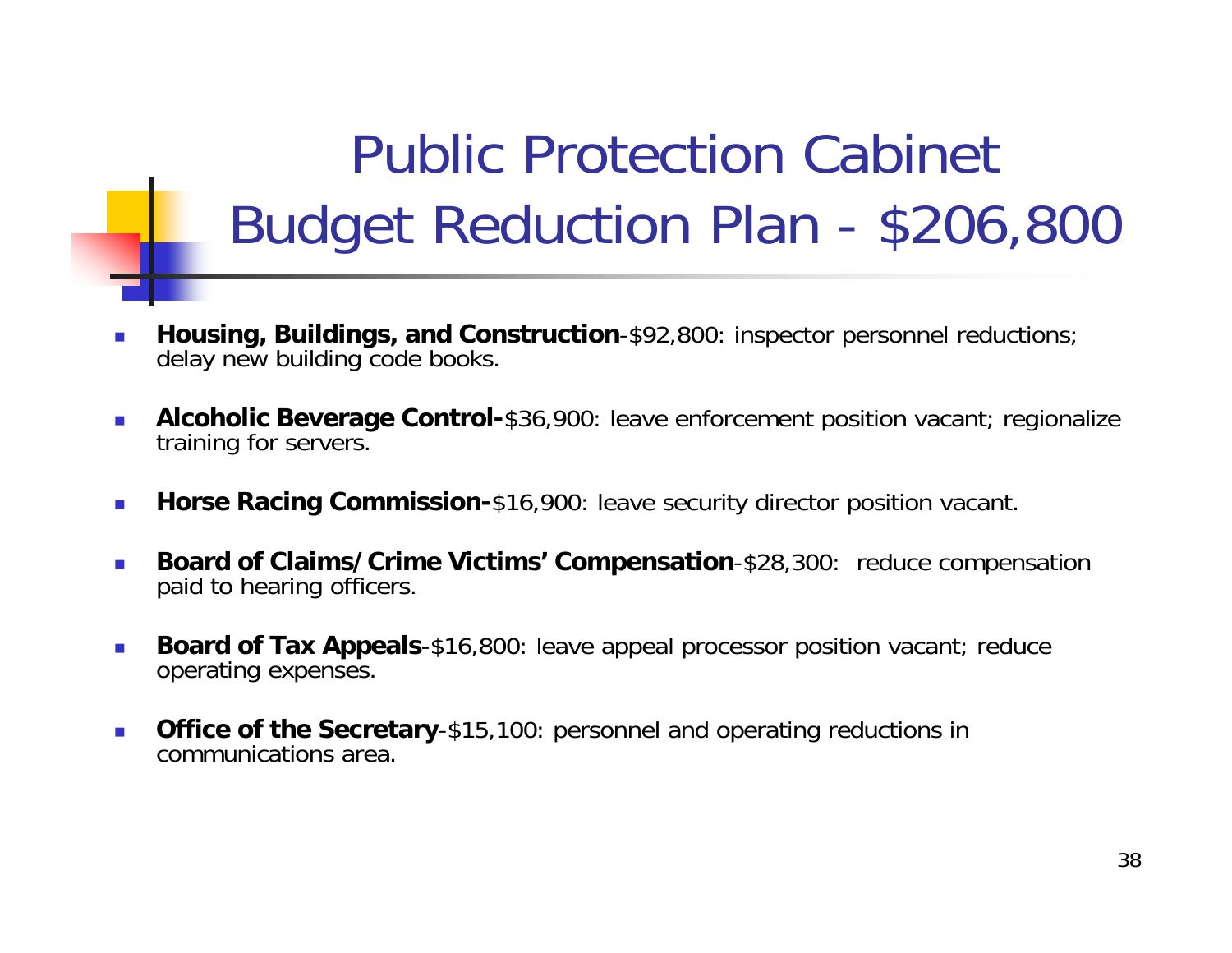# Public Protection Cabinet Budget Reduction Plan - $206,800

- **Housing, Buildings, and Construction**-$92,800: inspector personnel reductions; delay new building code books.
- **Alcoholic Beverage Control-**$36,900: leave enforcement position vacant; regionalize training for servers.
- **Horse Racing Commission-**$16,900: leave security director position vacant.
- **Board of Claims/Crime Victims' Compensation**-$28,300: reduce compensation paid to hearing officers.
- **Board of Tax Appeals**-$16,800: leave appeal processor position vacant; reduce operating expenses.
- **Office of the Secretary**-$15,100: personnel and operating reductions in communications area.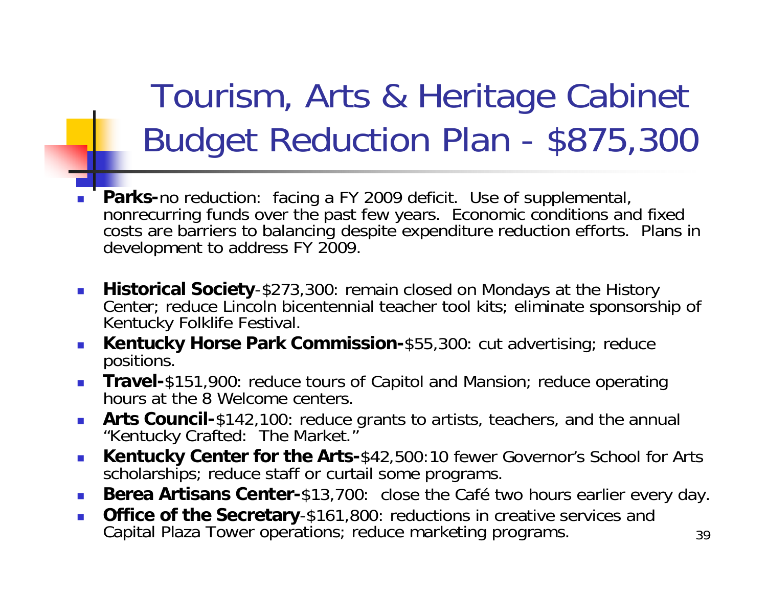# Tourism, Arts & Heritage Cabinet Budget Reduction Plan - $875,300

- **Parks-**no reduction: facing a FY 2009 deficit. Use of supplemental, nonrecurring funds over the past few years. Economic conditions and fixed costs are barriers to balancing despite expenditure reduction efforts. Plans in development to address FY 2009.

- **Historical Society**-$273,300: remain closed on Mondays at the History Center; reduce Lincoln bicentennial teacher tool kits; eliminate sponsorship of Kentucky Folklife Festival.
- **Kentucky Horse Park Commission-**$55,300: cut advertising; reduce positions.
- **Travel-**$151,900: reduce tours of Capitol and Mansion; reduce operating hours at the 8 Welcome centers.
- **Arts Council-**$142,100: reduce grants to artists, teachers, and the annual "Kentucky Crafted: The Market."
- **Kentucky Center for the Arts-**$42,500:10 fewer Governor's School for Arts scholarships; reduce staff or curtail some programs.
- **Berea Artisans Center-**$13,700: close the Café two hours earlier every day.
- **Office of the Secretary**-$161,800: reductions in creative services and Capital Plaza Tower operations; reduce marketing programs.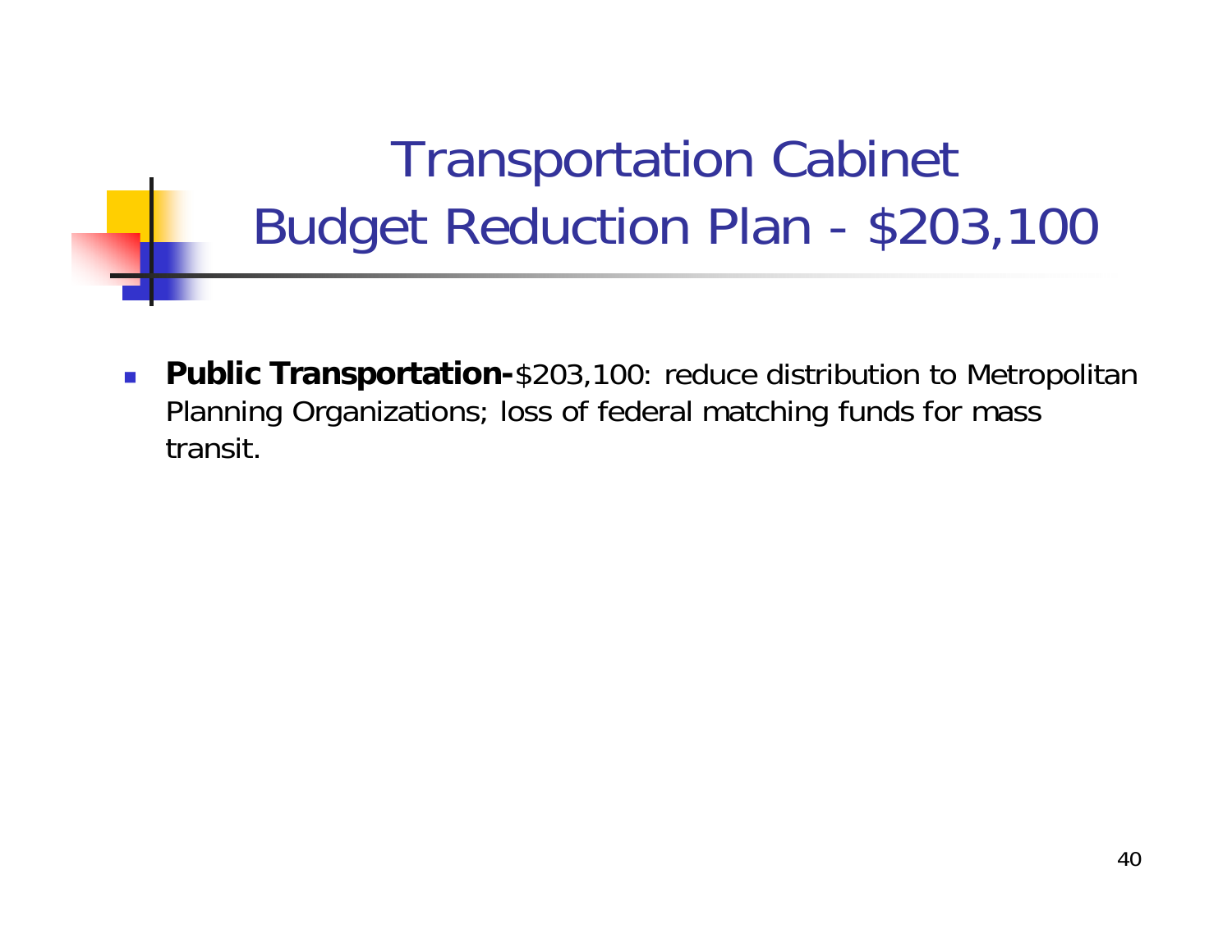# Transportation Cabinet Budget Reduction Plan - $203,100

- **Public Transportation-**$203,100: reduce distribution to Metropolitan Planning Organizations; loss of federal matching funds for mass transit.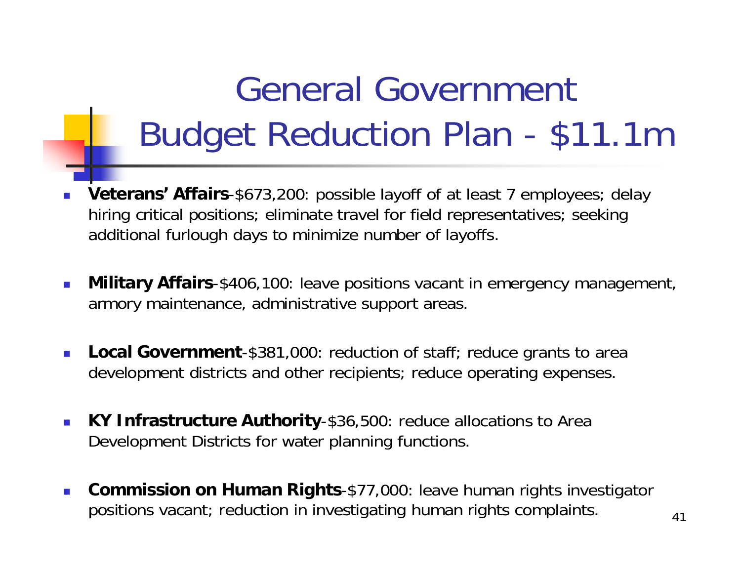# General Government Budget Reduction Plan - $11.1m

- **Veterans' Affairs**-$673,200: possible layoff of at least 7 employees; delay hiring critical positions; eliminate travel for field representatives; seeking additional furlough days to minimize number of layoffs.
- **Military Affairs**-$406,100: leave positions vacant in emergency management, armory maintenance, administrative support areas.
- **Local Government**-$381,000: reduction of staff; reduce grants to area development districts and other recipients; reduce operating expenses.
- **KY Infrastructure Authority**-$36,500: reduce allocations to Area Development Districts for water planning functions.
- **Commission on Human Rights**-$77,000: leave human rights investigator positions vacant; reduction in investigating human rights complaints.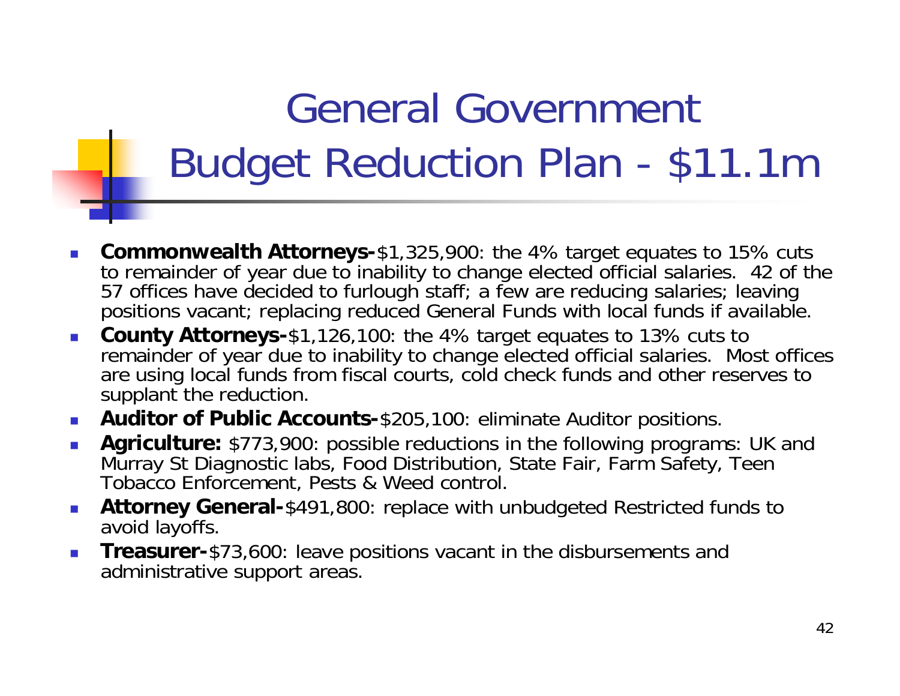# General Government Budget Reduction Plan - $11.1m

- **Commonwealth Attorneys-**$1,325,900: the 4% target equates to 15% cuts to remainder of year due to inability to change elected official salaries. 42 of the 57 offices have decided to furlough staff; a few are reducing salaries; leaving positions vacant; replacing reduced General Funds with local funds if available.
- **County Attorneys-**$1,126,100: the 4% target equates to 13% cuts to remainder of year due to inability to change elected official salaries. Most offices are using local funds from fiscal courts, cold check funds and other reserves to supplant the reduction.
- **Auditor of Public Accounts-**$205,100: eliminate Auditor positions.
- **Agriculture:** $773,900: possible reductions in the following programs: UK and Murray St Diagnostic labs, Food Distribution, State Fair, Farm Safety, Teen Tobacco Enforcement, Pests & Weed control.
- **Attorney General-**$491,800: replace with unbudgeted Restricted funds to avoid layoffs.
- **Treasurer-**$73,600: leave positions vacant in the disbursements and administrative support areas.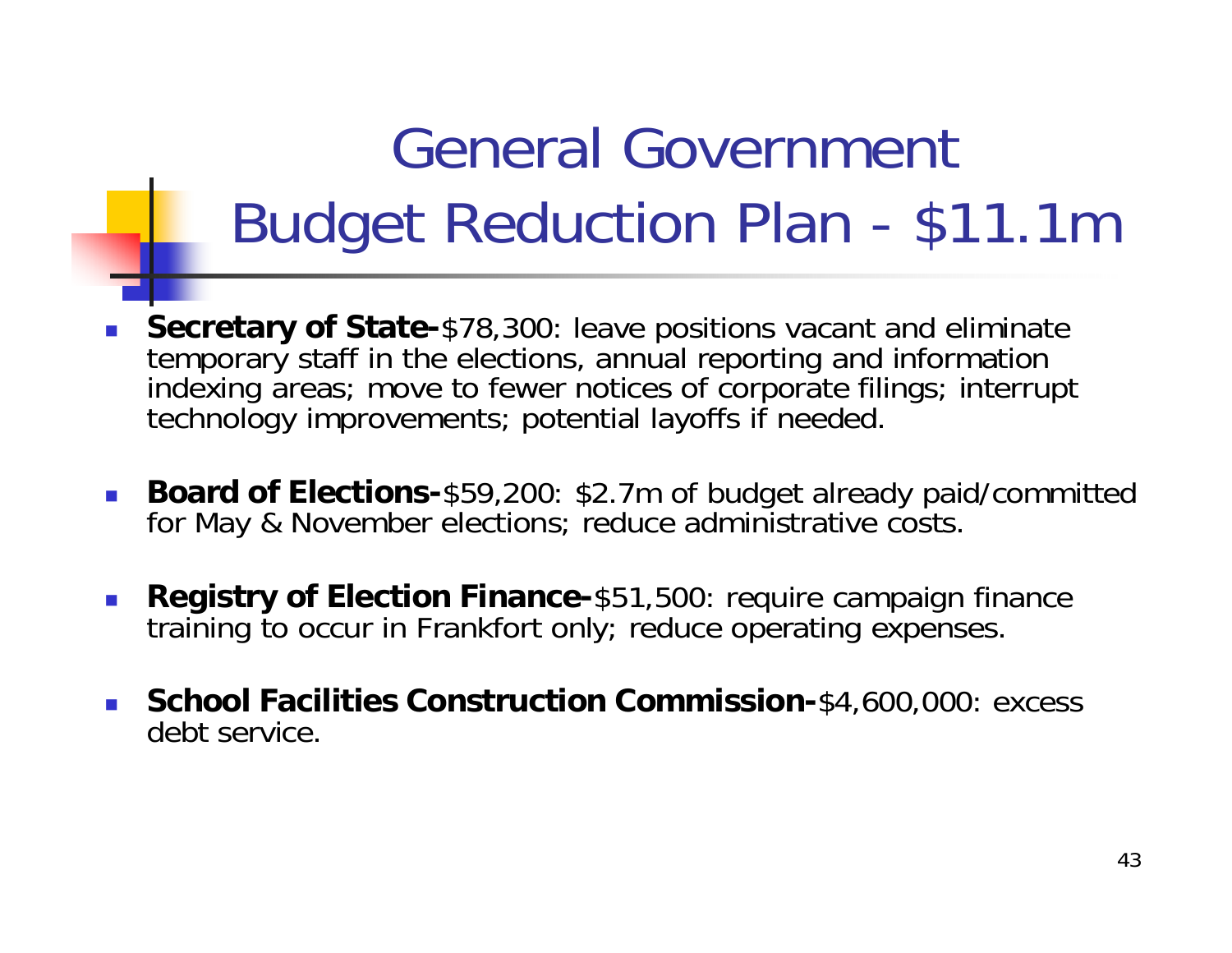# General Government Budget Reduction Plan - $11.1m

- **Secretary of State-**$78,300: leave positions vacant and eliminate temporary staff in the elections, annual reporting and information indexing areas; move to fewer notices of corporate filings; interrupt technology improvements; potential layoffs if needed.

- **Board of Elections-**$59,200: $2.7m of budget already paid/committed for May & November elections; reduce administrative costs.

- **Registry of Election Finance-**$51,500: require campaign finance training to occur in Frankfort only; reduce operating expenses.

- **School Facilities Construction Commission-**$4,600,000: excess debt service.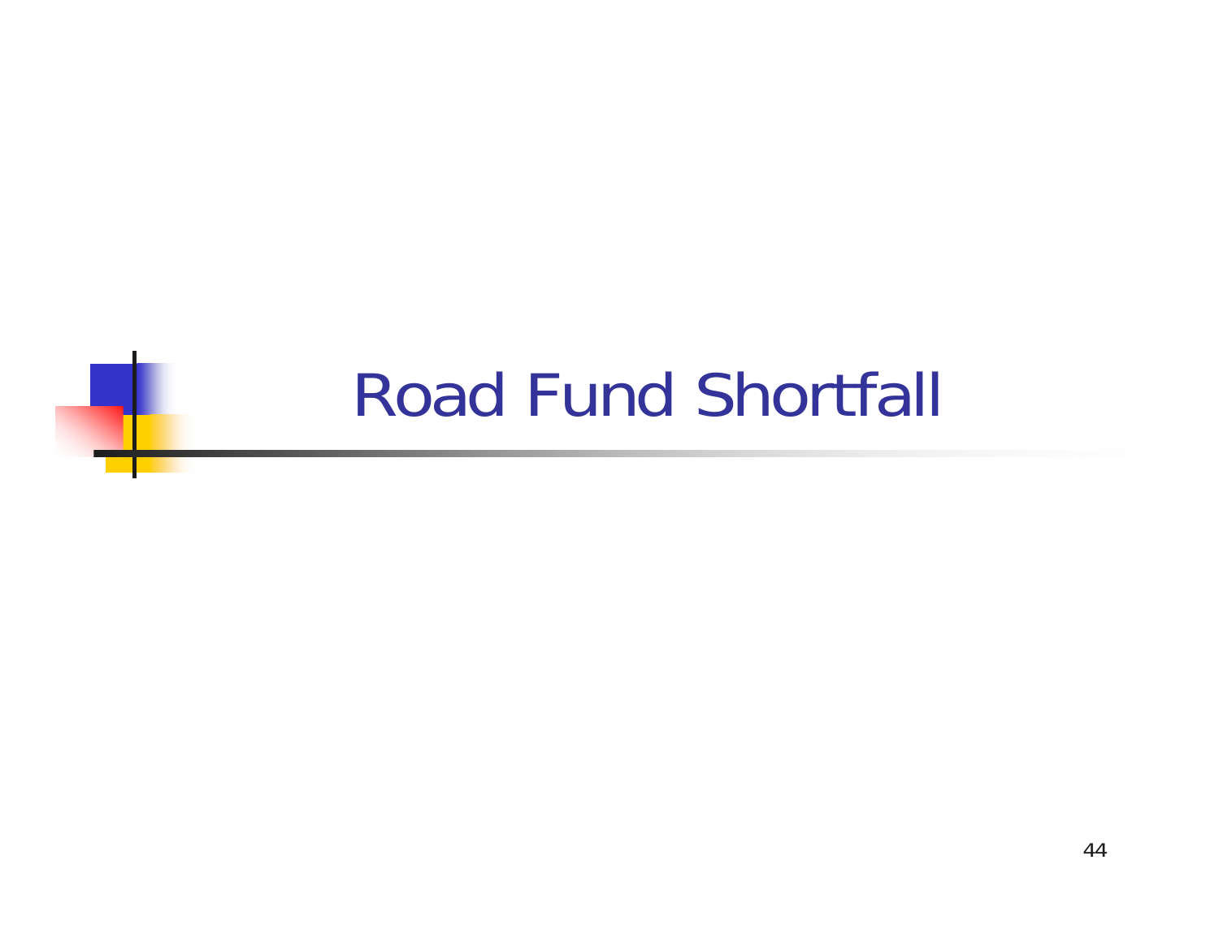# Road Fund Shortfall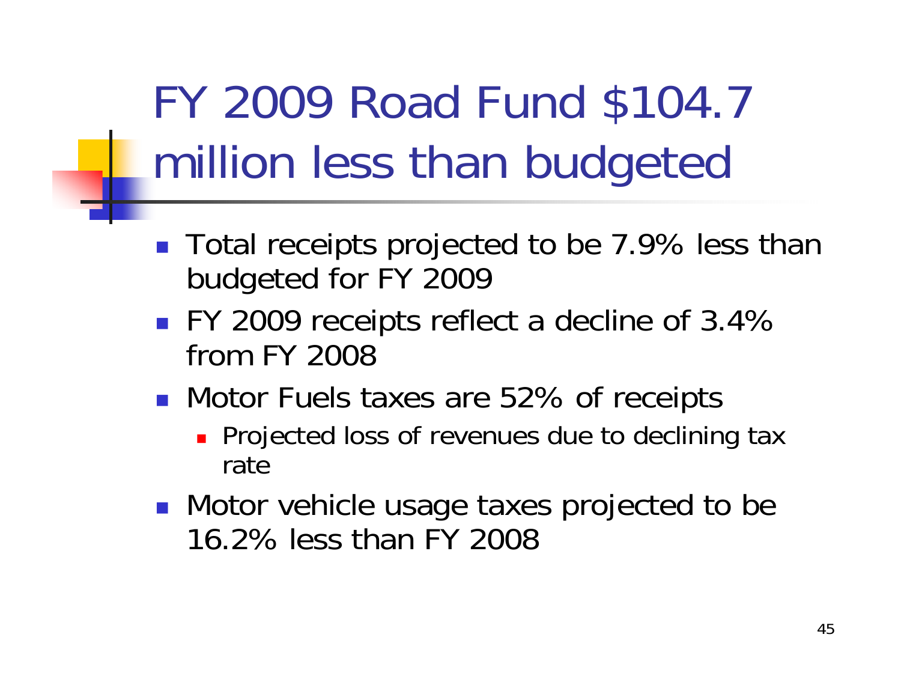# FY 2009 Road Fund $104.7 million less than budgeted

- Total receipts projected to be 7.9% less than budgeted for FY 2009
- FY 2009 receipts reflect a decline of 3.4% from FY 2008
- Motor Fuels taxes are 52% of receipts
  - Projected loss of revenues due to declining tax rate
- Motor vehicle usage taxes projected to be 16.2% less than FY 2008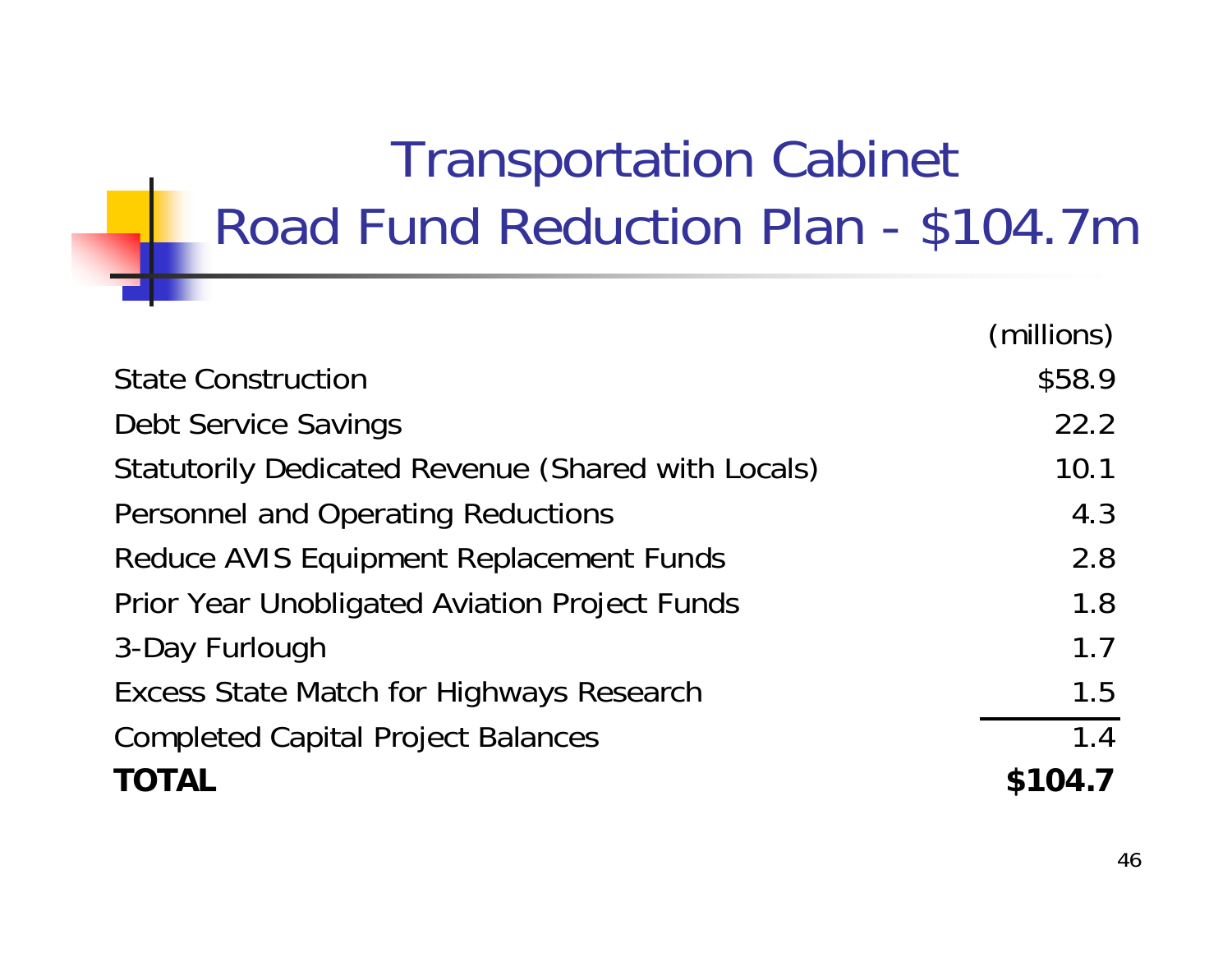# Transportation Cabinet
# Road Fund Reduction Plan - $104.7m

| | (millions) |
|---|---:|
| State Construction | $58.9 |
| Debt Service Savings | 22.2 |
| Statutorily Dedicated Revenue (Shared with Locals) | 10.1 |
| Personnel and Operating Reductions | 4.3 |
| Reduce AVIS Equipment Replacement Funds | 2.8 |
| Prior Year Unobligated Aviation Project Funds | 1.8 |
| 3-Day Furlough | 1.7 |
| Excess State Match for Highways Research | 1.5 |
| Completed Capital Project Balances | 1.4 |
| **TOTAL** | **$104.7** |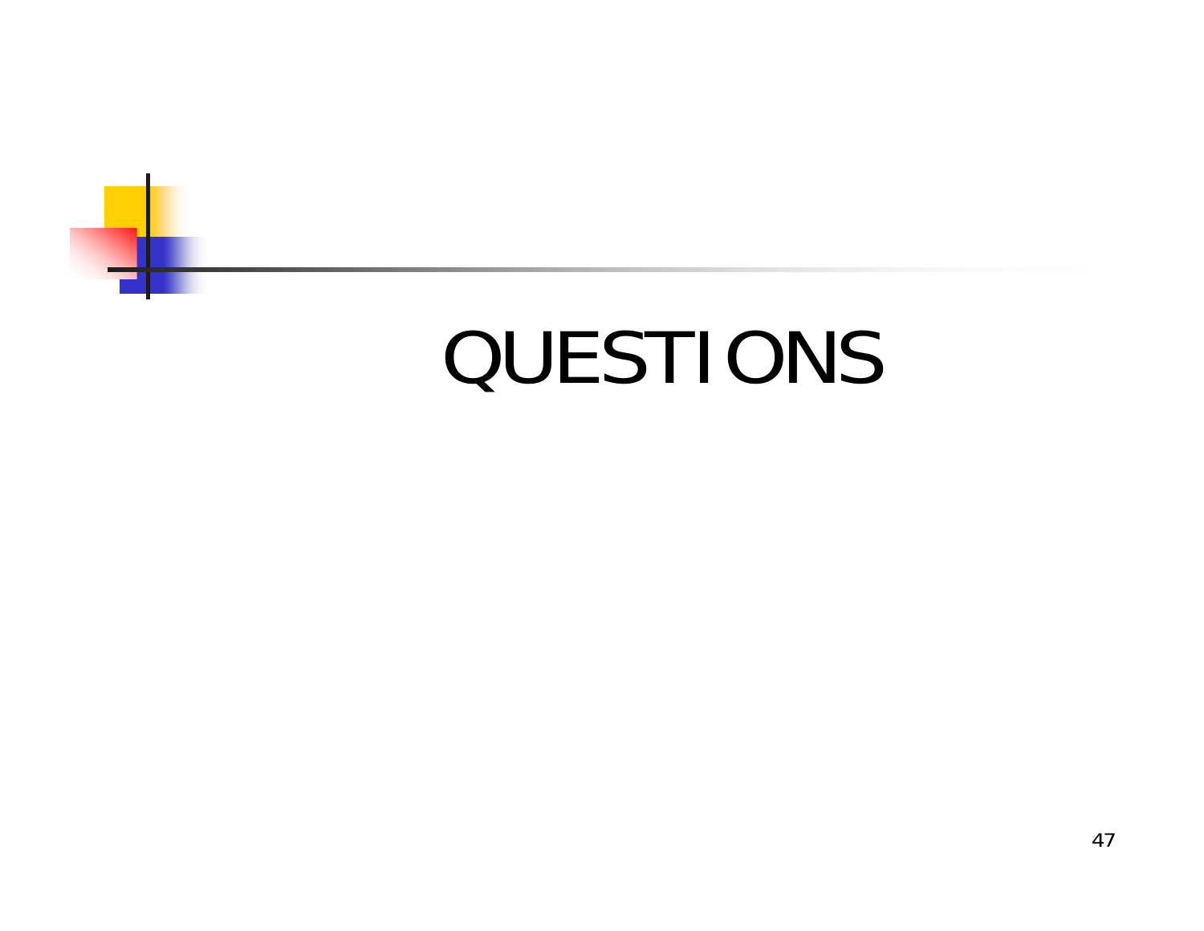# QUESTIONS